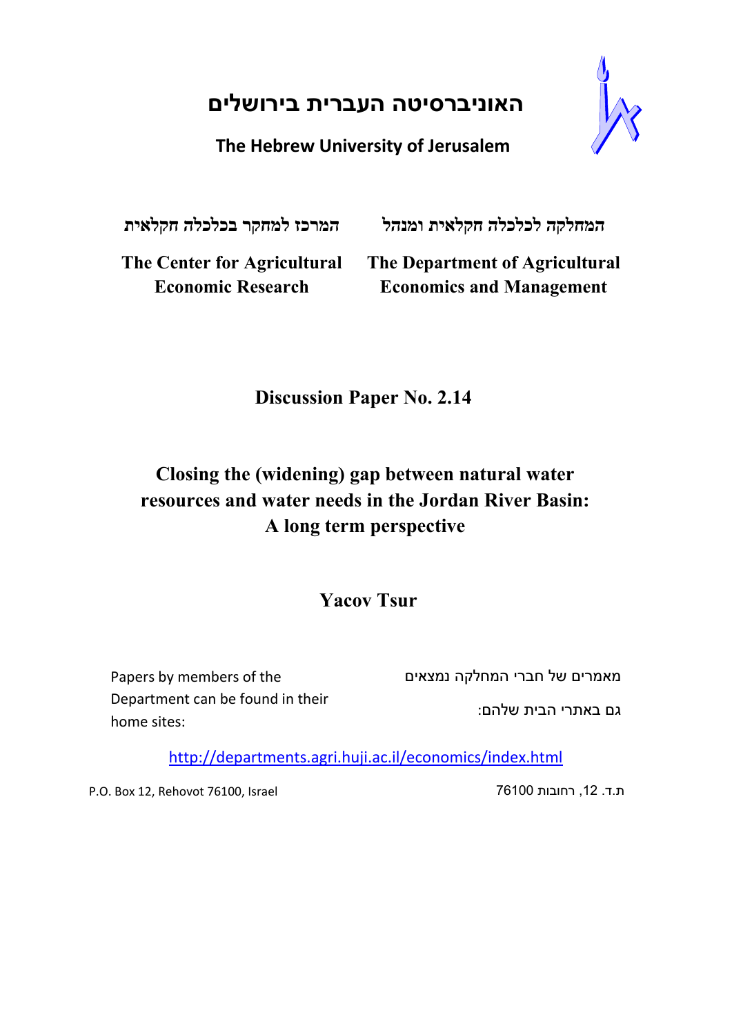# האוניברסיטה העברית בירושלים

**The Hebrew University of Jerusalem**

| **המרכז למחקר בכלכלה חקלאית** | **המחלקה לכלכלה חקלאית ומנהל** |
|---|---|
| **The Center for Agricultural Economic Research** | **The Department of Agricultural Economics and Management** |

**Discussion Paper No. 2.14**

# Closing the (widening) gap between natural water resources and water needs in the Jordan River Basin: A long term perspective

**Yacov Tsur**

Papers by members of the Department can be found in their home sites:

מאמרים של חברי המחלקה נמצאים

גם באתרי הבית שלהם:

http://departments.agri.huji.ac.il/economics/index.html

P.O. Box 12, Rehovot 76100, Israel

ת.ד. 12, רחובות 76100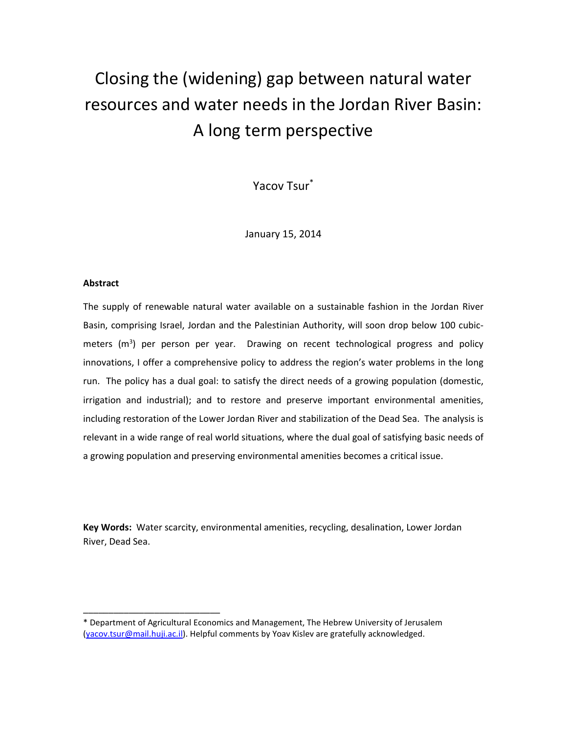# Closing the (widening) gap between natural water resources and water needs in the Jordan River Basin: A long term perspective

Yacov Tsur*

January 15, 2014

**Abstract**

The supply of renewable natural water available on a sustainable fashion in the Jordan River Basin, comprising Israel, Jordan and the Palestinian Authority, will soon drop below 100 cubic-meters ($m^3$) per person per year. Drawing on recent technological progress and policy innovations, I offer a comprehensive policy to address the region's water problems in the long run. The policy has a dual goal: to satisfy the direct needs of a growing population (domestic, irrigation and industrial); and to restore and preserve important environmental amenities, including restoration of the Lower Jordan River and stabilization of the Dead Sea. The analysis is relevant in a wide range of real world situations, where the dual goal of satisfying basic needs of a growing population and preserving environmental amenities becomes a critical issue.

**Key Words:** Water scarcity, environmental amenities, recycling, desalination, Lower Jordan River, Dead Sea.

---

* Department of Agricultural Economics and Management, The Hebrew University of Jerusalem (yacov.tsur@mail.huji.ac.il). Helpful comments by Yoav Kislev are gratefully acknowledged.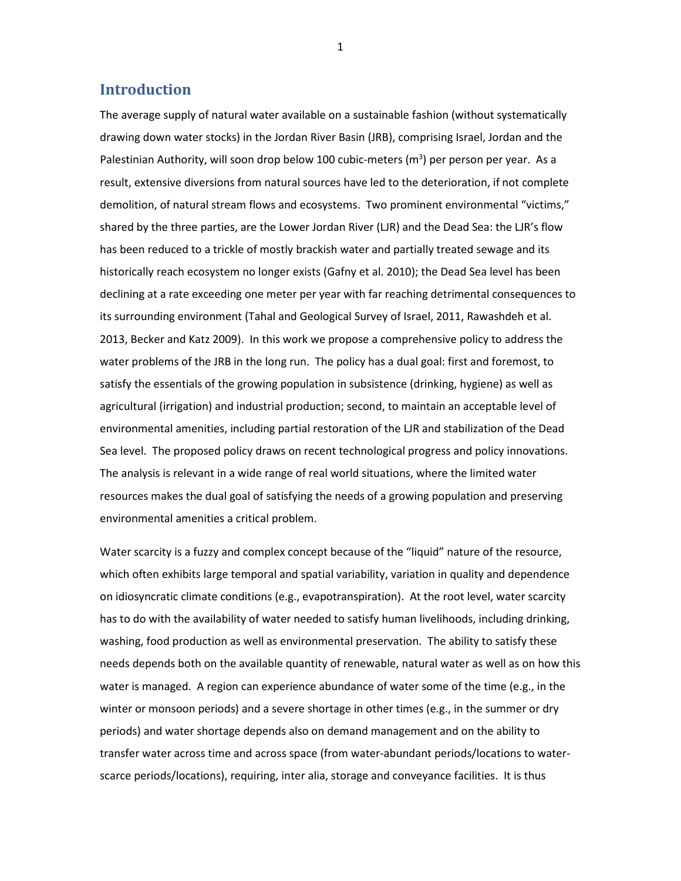## Introduction

The average supply of natural water available on a sustainable fashion (without systematically drawing down water stocks) in the Jordan River Basin (JRB), comprising Israel, Jordan and the Palestinian Authority, will soon drop below 100 cubic-meters ($m^3$) per person per year. As a result, extensive diversions from natural sources have led to the deterioration, if not complete demolition, of natural stream flows and ecosystems. Two prominent environmental "victims," shared by the three parties, are the Lower Jordan River (LJR) and the Dead Sea: the LJR's flow has been reduced to a trickle of mostly brackish water and partially treated sewage and its historically reach ecosystem no longer exists (Gafny et al. 2010); the Dead Sea level has been declining at a rate exceeding one meter per year with far reaching detrimental consequences to its surrounding environment (Tahal and Geological Survey of Israel, 2011, Rawashdeh et al. 2013, Becker and Katz 2009). In this work we propose a comprehensive policy to address the water problems of the JRB in the long run. The policy has a dual goal: first and foremost, to satisfy the essentials of the growing population in subsistence (drinking, hygiene) as well as agricultural (irrigation) and industrial production; second, to maintain an acceptable level of environmental amenities, including partial restoration of the LJR and stabilization of the Dead Sea level. The proposed policy draws on recent technological progress and policy innovations. The analysis is relevant in a wide range of real world situations, where the limited water resources makes the dual goal of satisfying the needs of a growing population and preserving environmental amenities a critical problem.

Water scarcity is a fuzzy and complex concept because of the "liquid" nature of the resource, which often exhibits large temporal and spatial variability, variation in quality and dependence on idiosyncratic climate conditions (e.g., evapotranspiration). At the root level, water scarcity has to do with the availability of water needed to satisfy human livelihoods, including drinking, washing, food production as well as environmental preservation. The ability to satisfy these needs depends both on the available quantity of renewable, natural water as well as on how this water is managed. A region can experience abundance of water some of the time (e.g., in the winter or monsoon periods) and a severe shortage in other times (e.g., in the summer or dry periods) and water shortage depends also on demand management and on the ability to transfer water across time and across space (from water-abundant periods/locations to water-scarce periods/locations), requiring, inter alia, storage and conveyance facilities. It is thus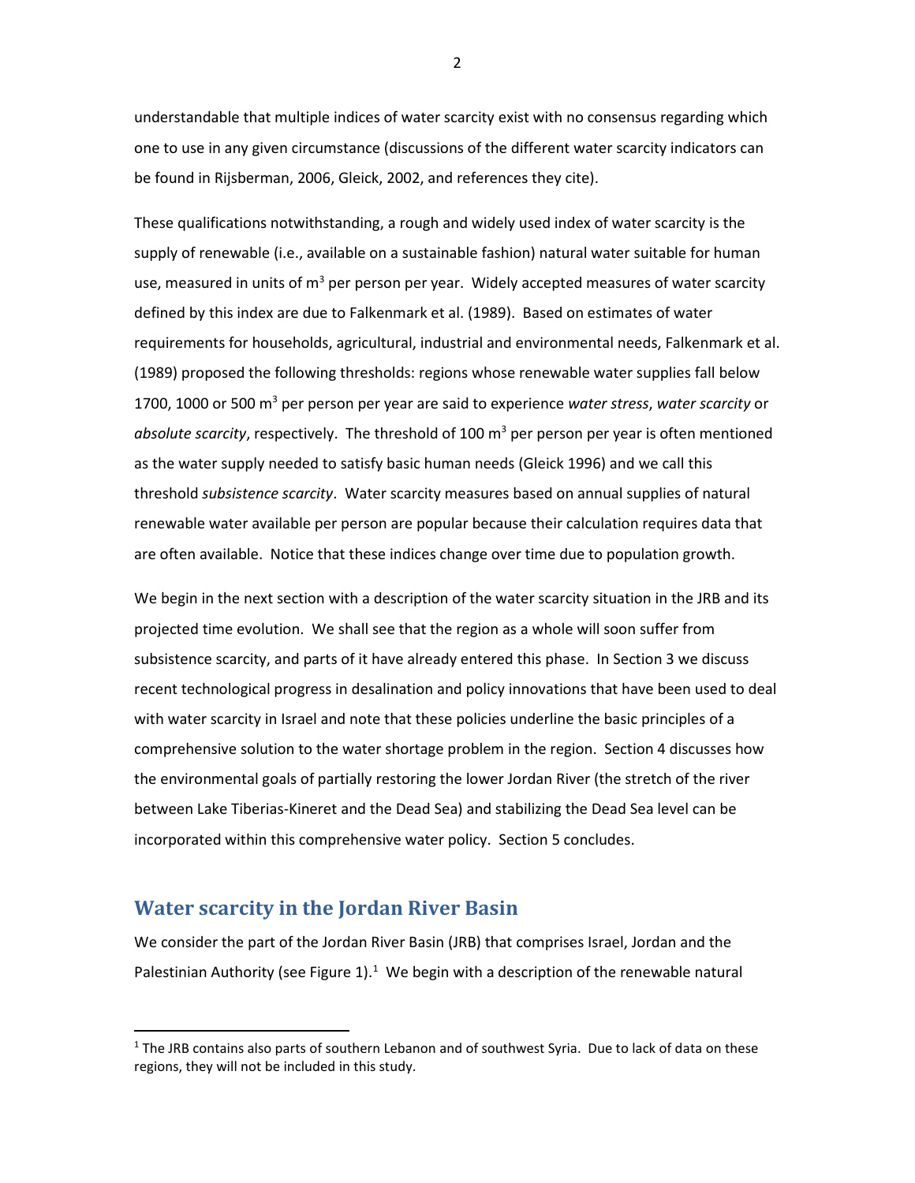understandable that multiple indices of water scarcity exist with no consensus regarding which one to use in any given circumstance (discussions of the different water scarcity indicators can be found in Rijsberman, 2006, Gleick, 2002, and references they cite).

These qualifications notwithstanding, a rough and widely used index of water scarcity is the supply of renewable (i.e., available on a sustainable fashion) natural water suitable for human use, measured in units of $m^3$ per person per year. Widely accepted measures of water scarcity defined by this index are due to Falkenmark et al. (1989). Based on estimates of water requirements for households, agricultural, industrial and environmental needs, Falkenmark et al. (1989) proposed the following thresholds: regions whose renewable water supplies fall below 1700, 1000 or 500 $m^3$ per person per year are said to experience *water stress*, *water scarcity* or *absolute scarcity*, respectively. The threshold of 100 $m^3$ per person per year is often mentioned as the water supply needed to satisfy basic human needs (Gleick 1996) and we call this threshold *subsistence scarcity*. Water scarcity measures based on annual supplies of natural renewable water available per person are popular because their calculation requires data that are often available. Notice that these indices change over time due to population growth.

We begin in the next section with a description of the water scarcity situation in the JRB and its projected time evolution. We shall see that the region as a whole will soon suffer from subsistence scarcity, and parts of it have already entered this phase. In Section 3 we discuss recent technological progress in desalination and policy innovations that have been used to deal with water scarcity in Israel and note that these policies underline the basic principles of a comprehensive solution to the water shortage problem in the region. Section 4 discusses how the environmental goals of partially restoring the lower Jordan River (the stretch of the river between Lake Tiberias-Kineret and the Dead Sea) and stabilizing the Dead Sea level can be incorporated within this comprehensive water policy. Section 5 concludes.

## Water scarcity in the Jordan River Basin

We consider the part of the Jordan River Basin (JRB) that comprises Israel, Jordan and the Palestinian Authority (see Figure 1).[1] We begin with a description of the renewable natural

[1] The JRB contains also parts of southern Lebanon and of southwest Syria. Due to lack of data on these regions, they will not be included in this study.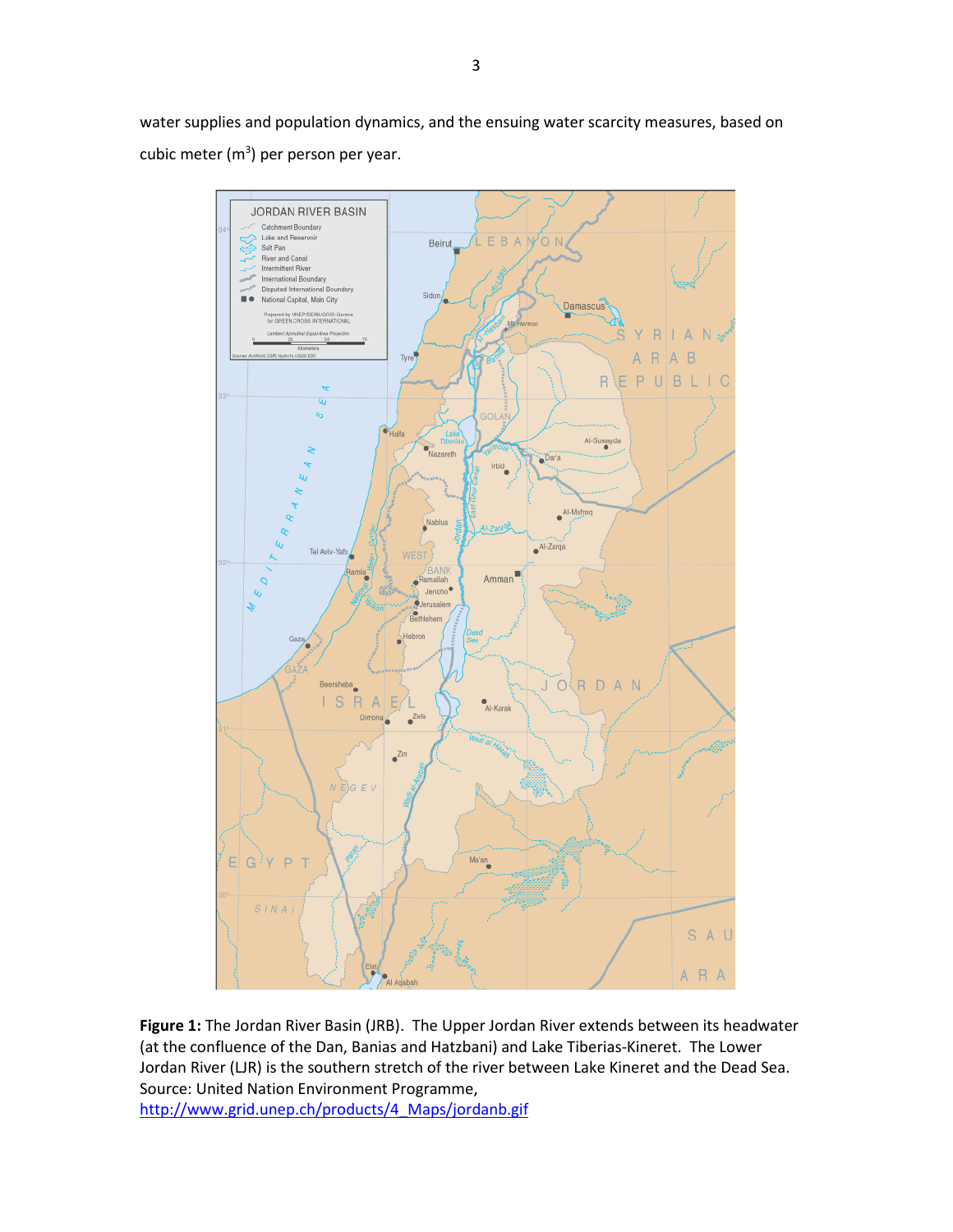water supplies and population dynamics, and the ensuing water scarcity measures, based on cubic meter ($m^3$) per person per year.

**Figure 1:** The Jordan River Basin (JRB). The Upper Jordan River extends between its headwater (at the confluence of the Dan, Banias and Hatzbani) and Lake Tiberias-Kineret. The Lower Jordan River (LJR) is the southern stretch of the river between Lake Kineret and the Dead Sea. Source: United Nation Environment Programme, http://www.grid.unep.ch/products/4_Maps/jordanb.gif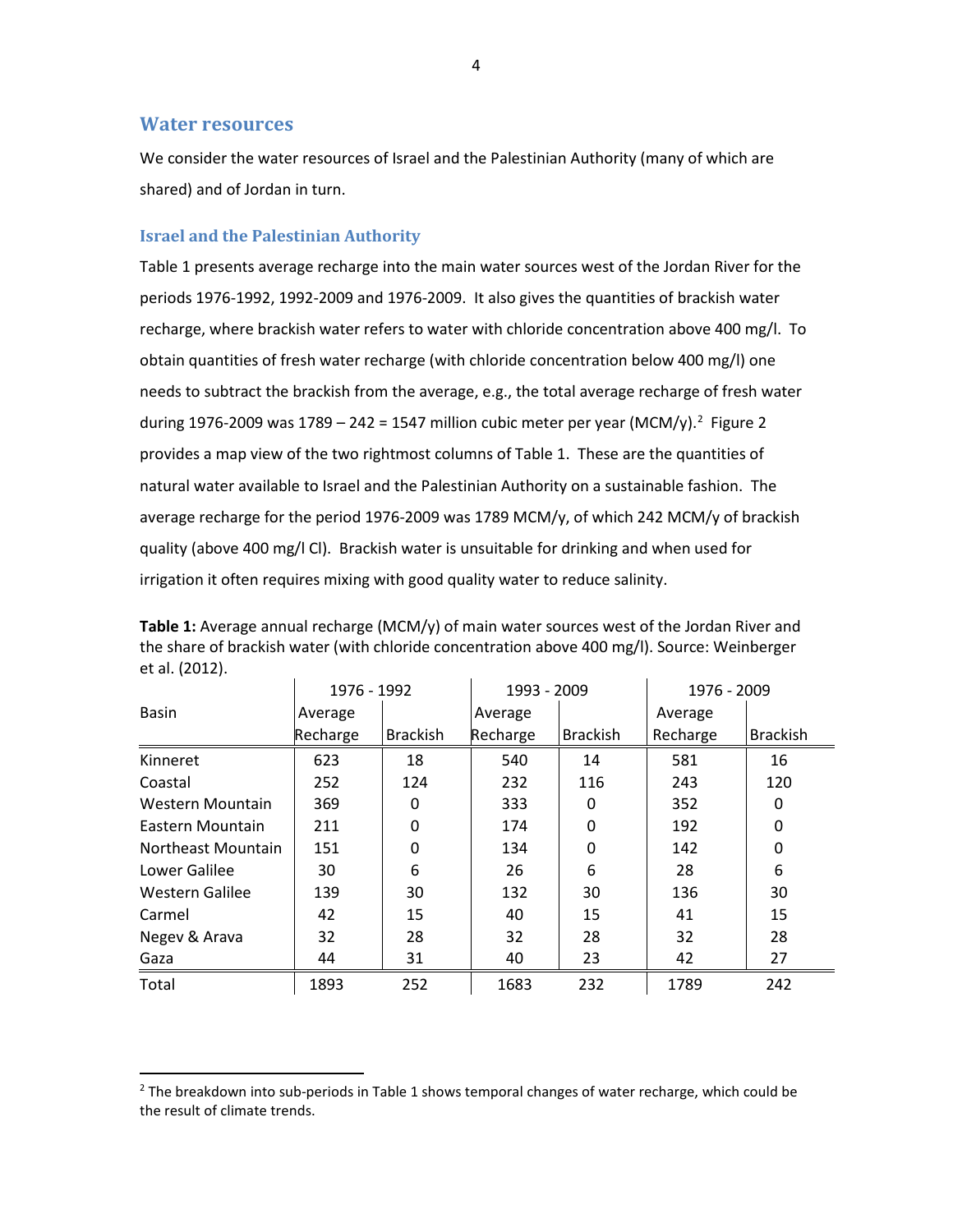## Water resources

We consider the water resources of Israel and the Palestinian Authority (many of which are shared) and of Jordan in turn.

### Israel and the Palestinian Authority

Table 1 presents average recharge into the main water sources west of the Jordan River for the periods 1976-1992, 1992-2009 and 1976-2009. It also gives the quantities of brackish water recharge, where brackish water refers to water with chloride concentration above 400 mg/l. To obtain quantities of fresh water recharge (with chloride concentration below 400 mg/l) one needs to subtract the brackish from the average, e.g., the total average recharge of fresh water during 1976-2009 was 1789 – 242 = 1547 million cubic meter per year (MCM/y).[2] Figure 2 provides a map view of the two rightmost columns of Table 1. These are the quantities of natural water available to Israel and the Palestinian Authority on a sustainable fashion. The average recharge for the period 1976-2009 was 1789 MCM/y, of which 242 MCM/y of brackish quality (above 400 mg/l Cl). Brackish water is unsuitable for drinking and when used for irrigation it often requires mixing with good quality water to reduce salinity.

**Table 1:** Average annual recharge (MCM/y) of main water sources west of the Jordan River and the share of brackish water (with chloride concentration above 400 mg/l). Source: Weinberger et al. (2012).

| Basin | 1976 - 1992 | | 1993 - 2009 | | 1976 - 2009 | |
|---|---|---|---|---|---|---|
| | Average Recharge | Brackish | Average Recharge | Brackish | Average Recharge | Brackish |
| Kinneret | 623 | 18 | 540 | 14 | 581 | 16 |
| Coastal | 252 | 124 | 232 | 116 | 243 | 120 |
| Western Mountain | 369 | 0 | 333 | 0 | 352 | 0 |
| Eastern Mountain | 211 | 0 | 174 | 0 | 192 | 0 |
| Northeast Mountain | 151 | 0 | 134 | 0 | 142 | 0 |
| Lower Galilee | 30 | 6 | 26 | 6 | 28 | 6 |
| Western Galilee | 139 | 30 | 132 | 30 | 136 | 30 |
| Carmel | 42 | 15 | 40 | 15 | 41 | 15 |
| Negev & Arava | 32 | 28 | 32 | 28 | 32 | 28 |
| Gaza | 44 | 31 | 40 | 23 | 42 | 27 |
| Total | 1893 | 252 | 1683 | 232 | 1789 | 242 |

[2] The breakdown into sub-periods in Table 1 shows temporal changes of water recharge, which could be the result of climate trends.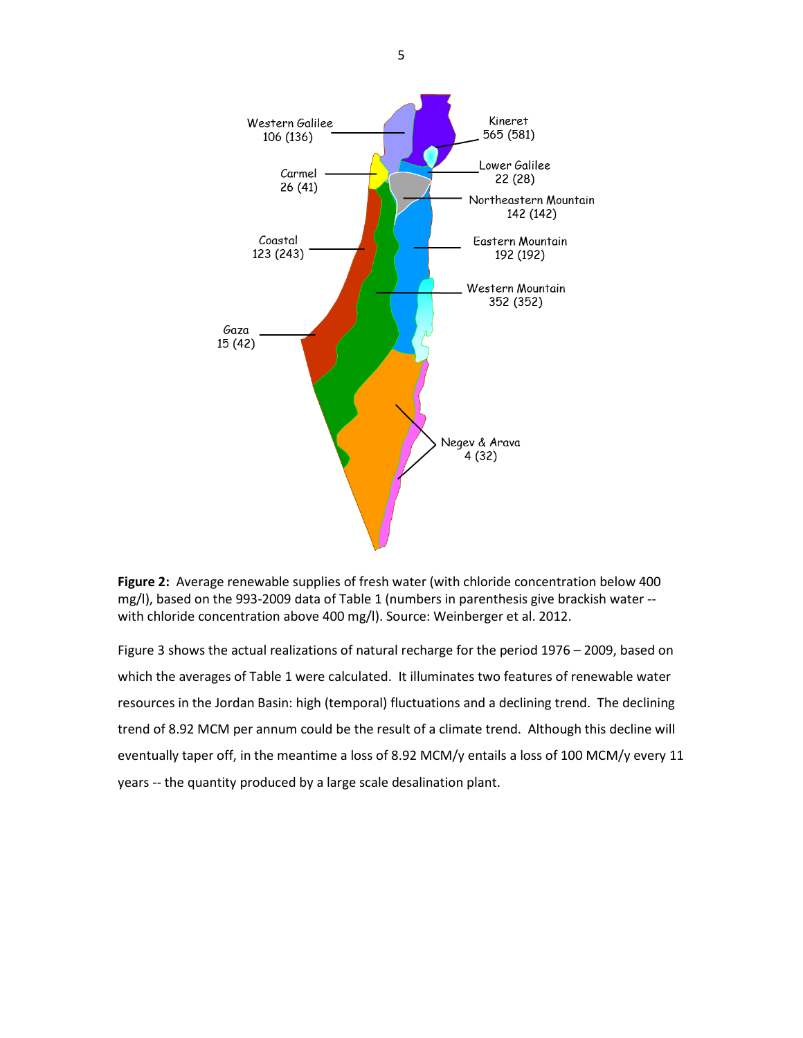**Figure 2:** Average renewable supplies of fresh water (with chloride concentration below 400 mg/l), based on the 993-2009 data of Table 1 (numbers in parenthesis give brackish water -- with chloride concentration above 400 mg/l). Source: Weinberger et al. 2012.

Figure 3 shows the actual realizations of natural recharge for the period 1976 – 2009, based on which the averages of Table 1 were calculated. It illuminates two features of renewable water resources in the Jordan Basin: high (temporal) fluctuations and a declining trend. The declining trend of 8.92 MCM per annum could be the result of a climate trend. Although this decline will eventually taper off, in the meantime a loss of 8.92 MCM/y entails a loss of 100 MCM/y every 11 years -- the quantity produced by a large scale desalination plant.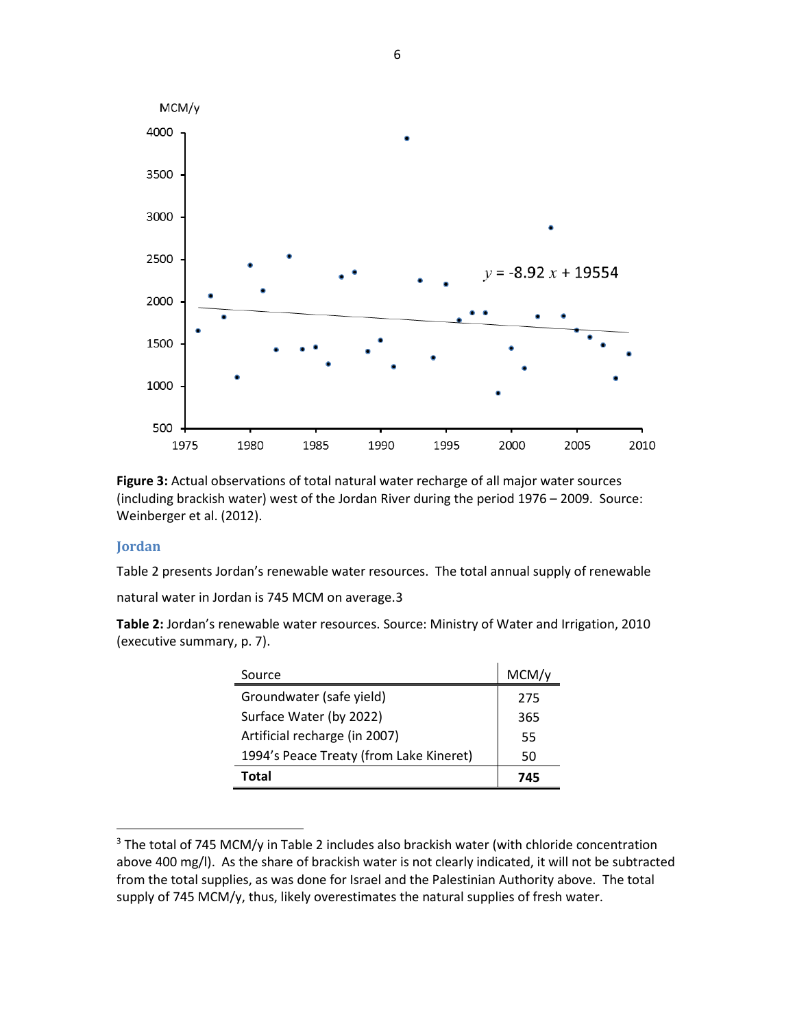**Figure 3:** Actual observations of total natural water recharge of all major water sources (including brackish water) west of the Jordan River during the period 1976 – 2009. Source: Weinberger et al. (2012).

## Jordan

Table 2 presents Jordan's renewable water resources. The total annual supply of renewable natural water in Jordan is 745 MCM on average.[3]

**Table 2:** Jordan's renewable water resources. Source: Ministry of Water and Irrigation, 2010 (executive summary, p. 7).

| Source | MCM/y |
|---|---|
| Groundwater (safe yield) | 275 |
| Surface Water (by 2022) | 365 |
| Artificial recharge (in 2007) | 55 |
| 1994's Peace Treaty (from Lake Kineret) | 50 |
| **Total** | **745** |

[3] The total of 745 MCM/y in Table 2 includes also brackish water (with chloride concentration above 400 mg/l). As the share of brackish water is not clearly indicated, it will not be subtracted from the total supplies, as was done for Israel and the Palestinian Authority above. The total supply of 745 MCM/y, thus, likely overestimates the natural supplies of fresh water.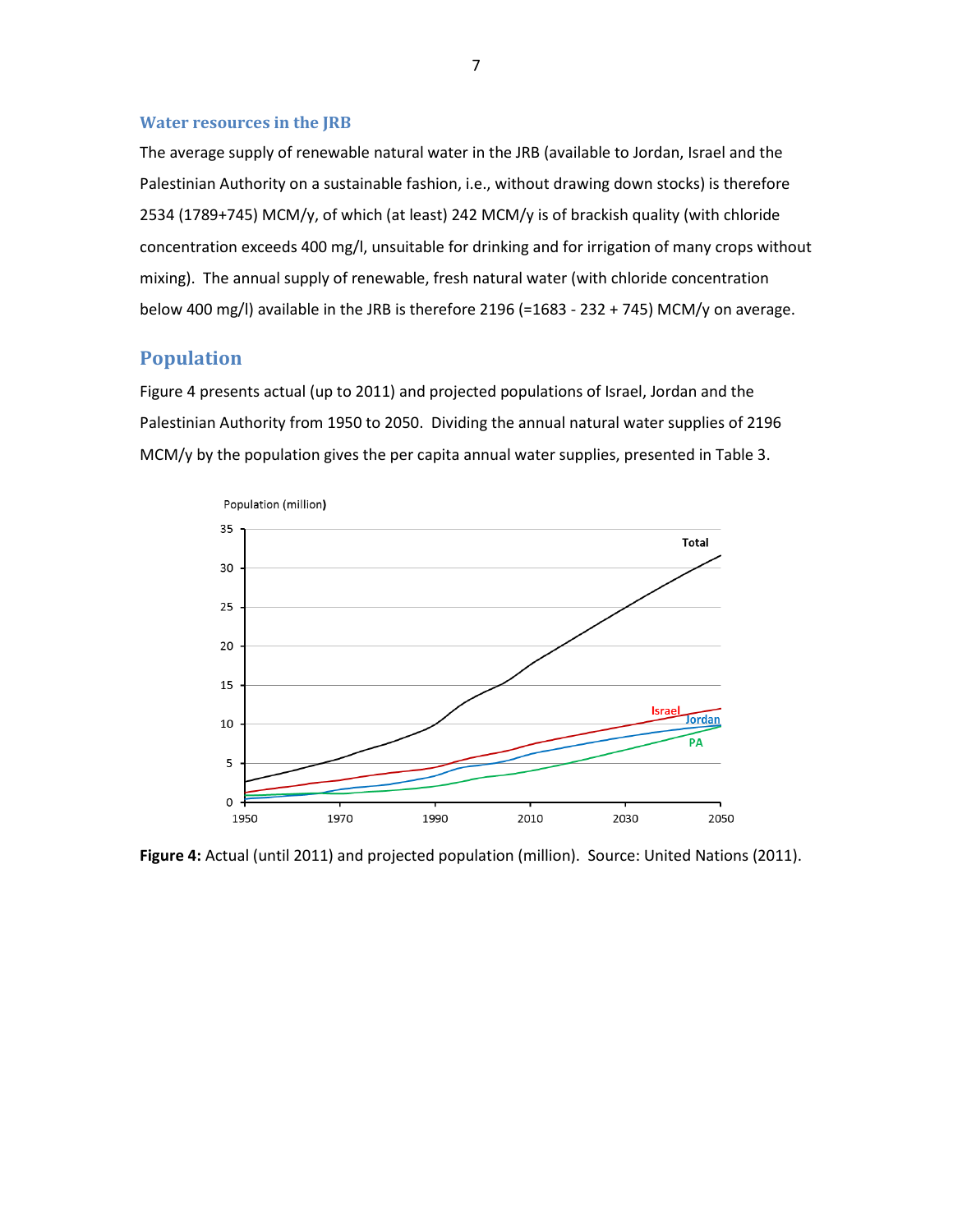### Water resources in the JRB

The average supply of renewable natural water in the JRB (available to Jordan, Israel and the Palestinian Authority on a sustainable fashion, i.e., without drawing down stocks) is therefore 2534 (1789+745) MCM/y, of which (at least) 242 MCM/y is of brackish quality (with chloride concentration exceeds 400 mg/l, unsuitable for drinking and for irrigation of many crops without mixing). The annual supply of renewable, fresh natural water (with chloride concentration below 400 mg/l) available in the JRB is therefore 2196 (=1683 - 232 + 745) MCM/y on average.

## Population

Figure 4 presents actual (up to 2011) and projected populations of Israel, Jordan and the Palestinian Authority from 1950 to 2050. Dividing the annual natural water supplies of 2196 MCM/y by the population gives the per capita annual water supplies, presented in Table 3.

**Figure 4:** Actual (until 2011) and projected population (million). Source: United Nations (2011).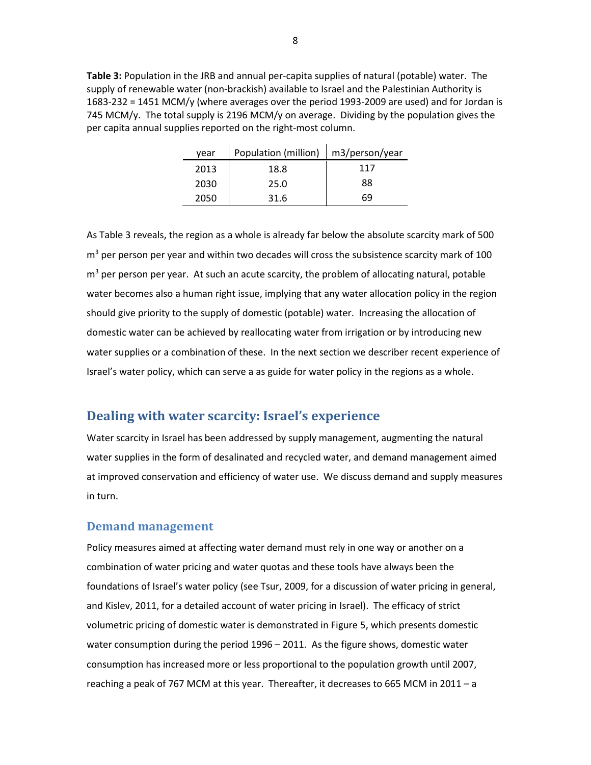**Table 3:** Population in the JRB and annual per-capita supplies of natural (potable) water. The supply of renewable water (non-brackish) available to Israel and the Palestinian Authority is 1683-232 = 1451 MCM/y (where averages over the period 1993-2009 are used) and for Jordan is 745 MCM/y. The total supply is 2196 MCM/y on average. Dividing by the population gives the per capita annual supplies reported on the right-most column.

| year | Population (million) | m3/person/year |
|---|---|---|
| 2013 | 18.8 | 117 |
| 2030 | 25.0 | 88 |
| 2050 | 31.6 | 69 |

As Table 3 reveals, the region as a whole is already far below the absolute scarcity mark of 500 $m^3$ per person per year and within two decades will cross the subsistence scarcity mark of 100 $m^3$ per person per year. At such an acute scarcity, the problem of allocating natural, potable water becomes also a human right issue, implying that any water allocation policy in the region should give priority to the supply of domestic (potable) water. Increasing the allocation of domestic water can be achieved by reallocating water from irrigation or by introducing new water supplies or a combination of these. In the next section we describer recent experience of Israel's water policy, which can serve a as guide for water policy in the regions as a whole.

## Dealing with water scarcity: Israel's experience

Water scarcity in Israel has been addressed by supply management, augmenting the natural water supplies in the form of desalinated and recycled water, and demand management aimed at improved conservation and efficiency of water use. We discuss demand and supply measures in turn.

### Demand management

Policy measures aimed at affecting water demand must rely in one way or another on a combination of water pricing and water quotas and these tools have always been the foundations of Israel's water policy (see Tsur, 2009, for a discussion of water pricing in general, and Kislev, 2011, for a detailed account of water pricing in Israel). The efficacy of strict volumetric pricing of domestic water is demonstrated in Figure 5, which presents domestic water consumption during the period 1996 – 2011. As the figure shows, domestic water consumption has increased more or less proportional to the population growth until 2007, reaching a peak of 767 MCM at this year. Thereafter, it decreases to 665 MCM in 2011 – a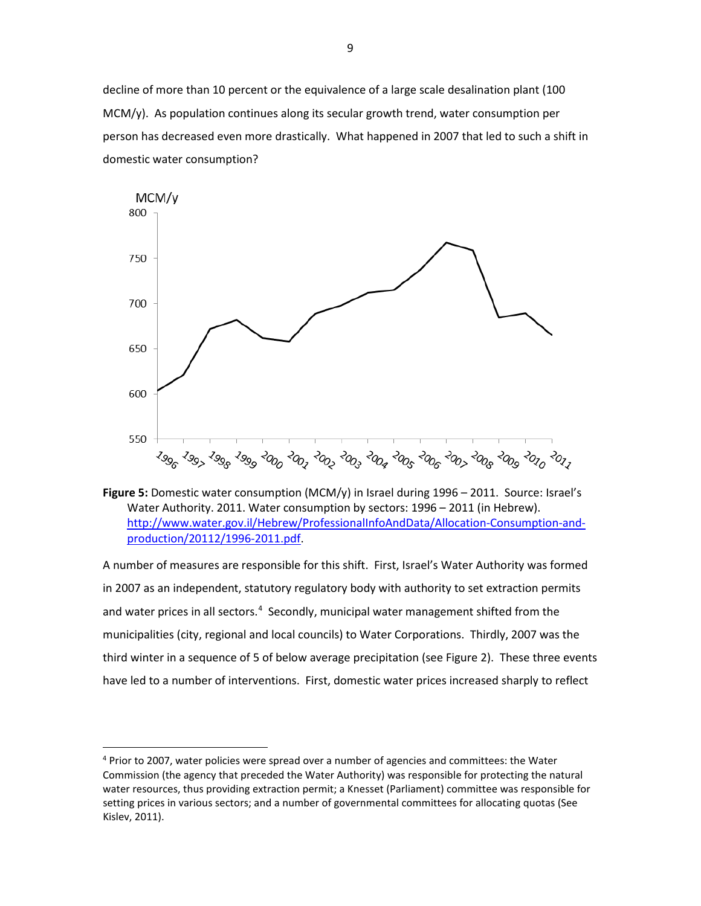decline of more than 10 percent or the equivalence of a large scale desalination plant (100 MCM/y). As population continues along its secular growth trend, water consumption per person has decreased even more drastically. What happened in 2007 that led to such a shift in domestic water consumption?

**Figure 5:** Domestic water consumption (MCM/y) in Israel during 1996 – 2011. Source: Israel's Water Authority. 2011. Water consumption by sectors: 1996 – 2011 (in Hebrew). [http://www.water.gov.il/Hebrew/ProfessionalInfoAndData/Allocation-Consumption-and-production/20112/1996-2011.pdf](http://www.water.gov.il/Hebrew/ProfessionalInfoAndData/Allocation-Consumption-and-production/20112/1996-2011.pdf).

A number of measures are responsible for this shift. First, Israel's Water Authority was formed in 2007 as an independent, statutory regulatory body with authority to set extraction permits and water prices in all sectors.[4] Secondly, municipal water management shifted from the municipalities (city, regional and local councils) to Water Corporations. Thirdly, 2007 was the third winter in a sequence of 5 of below average precipitation (see Figure 2). These three events have led to a number of interventions. First, domestic water prices increased sharply to reflect

[4] Prior to 2007, water policies were spread over a number of agencies and committees: the Water Commission (the agency that preceded the Water Authority) was responsible for protecting the natural water resources, thus providing extraction permit; a Knesset (Parliament) committee was responsible for setting prices in various sectors; and a number of governmental committees for allocating quotas (See Kislev, 2011).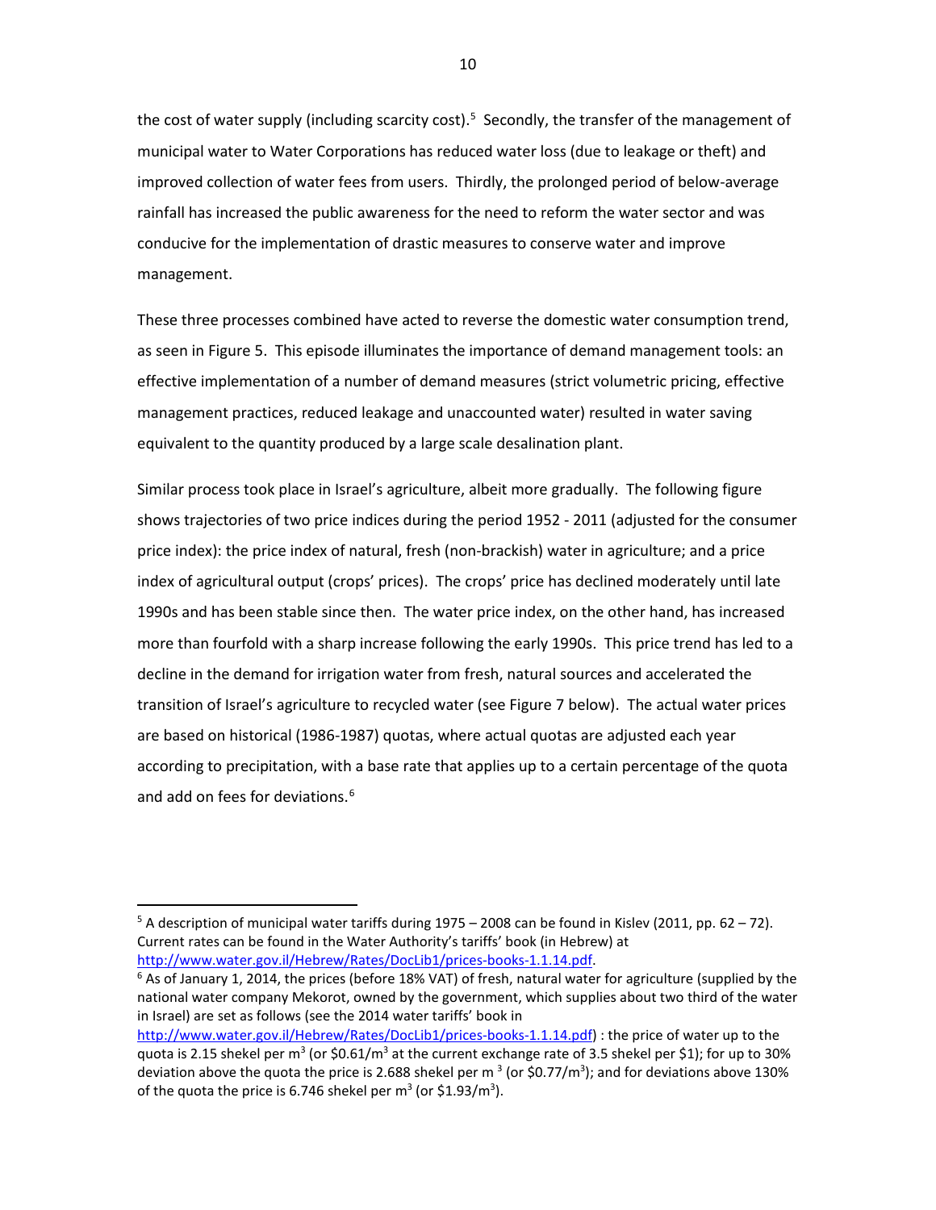the cost of water supply (including scarcity cost).[5] Secondly, the transfer of the management of municipal water to Water Corporations has reduced water loss (due to leakage or theft) and improved collection of water fees from users. Thirdly, the prolonged period of below-average rainfall has increased the public awareness for the need to reform the water sector and was conducive for the implementation of drastic measures to conserve water and improve management.

These three processes combined have acted to reverse the domestic water consumption trend, as seen in Figure 5. This episode illuminates the importance of demand management tools: an effective implementation of a number of demand measures (strict volumetric pricing, effective management practices, reduced leakage and unaccounted water) resulted in water saving equivalent to the quantity produced by a large scale desalination plant.

Similar process took place in Israel's agriculture, albeit more gradually. The following figure shows trajectories of two price indices during the period 1952 - 2011 (adjusted for the consumer price index): the price index of natural, fresh (non-brackish) water in agriculture; and a price index of agricultural output (crops' prices). The crops' price has declined moderately until late 1990s and has been stable since then. The water price index, on the other hand, has increased more than fourfold with a sharp increase following the early 1990s. This price trend has led to a decline in the demand for irrigation water from fresh, natural sources and accelerated the transition of Israel's agriculture to recycled water (see Figure 7 below). The actual water prices are based on historical (1986-1987) quotas, where actual quotas are adjusted each year according to precipitation, with a base rate that applies up to a certain percentage of the quota and add on fees for deviations.[6]

---

[5] A description of municipal water tariffs during 1975 – 2008 can be found in Kislev (2011, pp. 62 – 72). Current rates can be found in the Water Authority's tariffs' book (in Hebrew) at http://www.water.gov.il/Hebrew/Rates/DocLib1/prices-books-1.1.14.pdf.

[6] As of January 1, 2014, the prices (before 18% VAT) of fresh, natural water for agriculture (supplied by the national water company Mekorot, owned by the government, which supplies about two third of the water in Israel) are set as follows (see the 2014 water tariffs' book in http://www.water.gov.il/Hebrew/Rates/DocLib1/prices-books-1.1.14.pdf) : the price of water up to the quota is 2.15 shekel per $m^3$ (or $0.61/$m^3$ at the current exchange rate of 3.5 shekel per $1); for up to 30% deviation above the quota the price is 2.688 shekel per $m^3$ (or $0.77/$m^3$); and for deviations above 130% of the quota the price is 6.746 shekel per $m^3$ (or $1.93/$m^3$).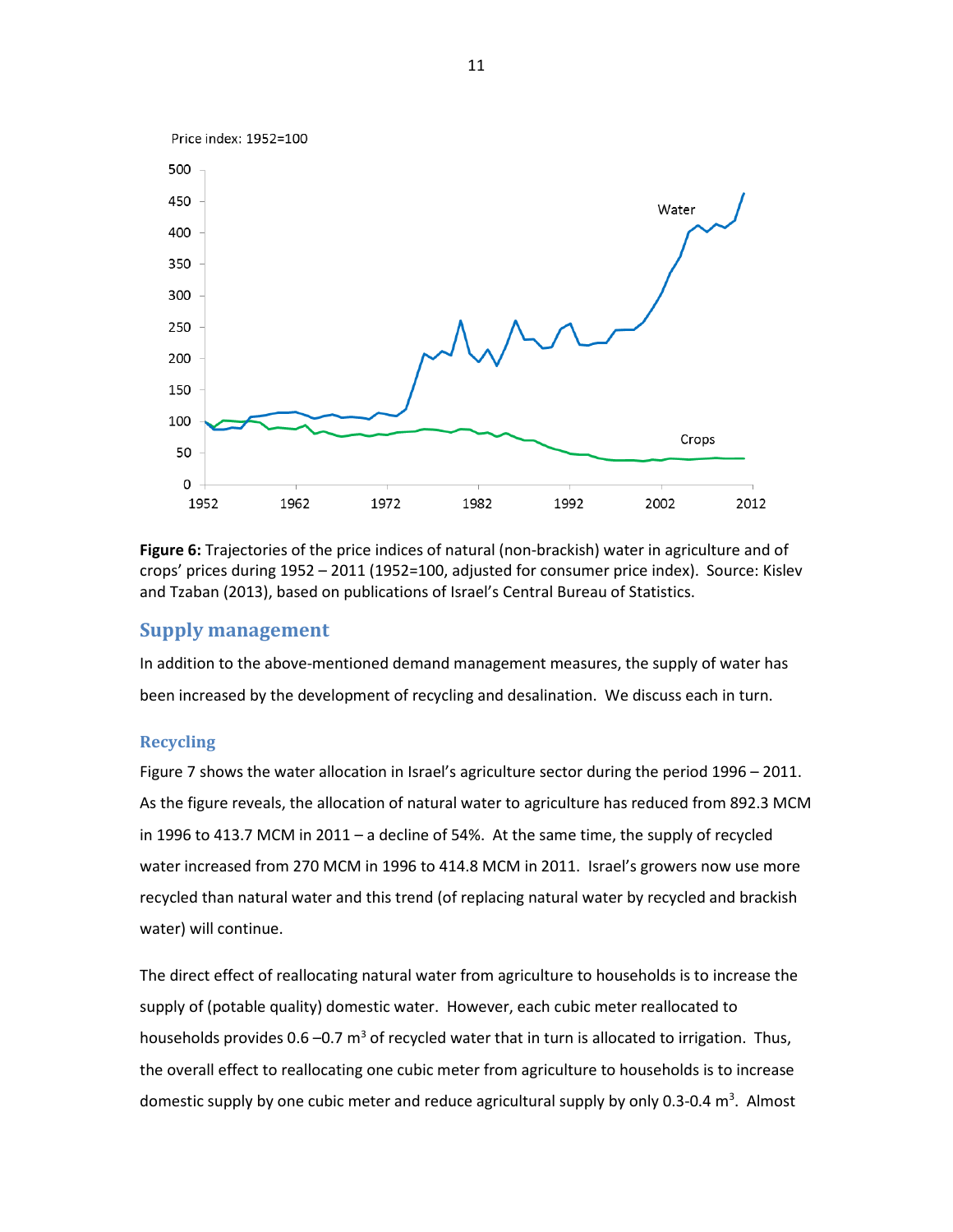**Figure 6:** Trajectories of the price indices of natural (non-brackish) water in agriculture and of crops' prices during 1952 – 2011 (1952=100, adjusted for consumer price index). Source: Kislev and Tzaban (2013), based on publications of Israel's Central Bureau of Statistics.

## Supply management

In addition to the above-mentioned demand management measures, the supply of water has been increased by the development of recycling and desalination. We discuss each in turn.

### Recycling

Figure 7 shows the water allocation in Israel's agriculture sector during the period 1996 – 2011. As the figure reveals, the allocation of natural water to agriculture has reduced from 892.3 MCM in 1996 to 413.7 MCM in 2011 – a decline of 54%. At the same time, the supply of recycled water increased from 270 MCM in 1996 to 414.8 MCM in 2011. Israel's growers now use more recycled than natural water and this trend (of replacing natural water by recycled and brackish water) will continue.

The direct effect of reallocating natural water from agriculture to households is to increase the supply of (potable quality) domestic water. However, each cubic meter reallocated to households provides 0.6 –0.7 $m^3$ of recycled water that in turn is allocated to irrigation. Thus, the overall effect to reallocating one cubic meter from agriculture to households is to increase domestic supply by one cubic meter and reduce agricultural supply by only 0.3-0.4 $m^3$. Almost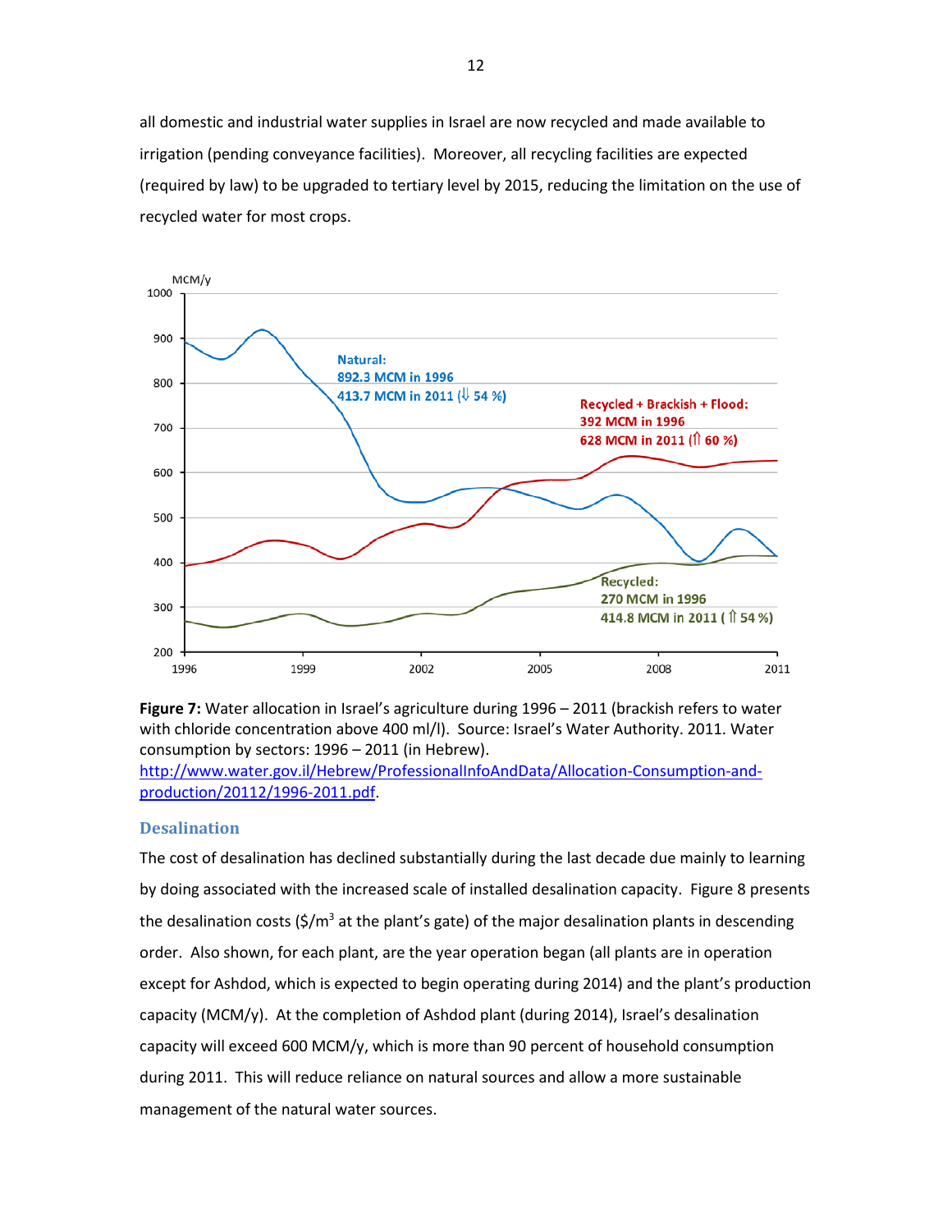all domestic and industrial water supplies in Israel are now recycled and made available to irrigation (pending conveyance facilities). Moreover, all recycling facilities are expected (required by law) to be upgraded to tertiary level by 2015, reducing the limitation on the use of recycled water for most crops.

**Figure 7:** Water allocation in Israel's agriculture during 1996 – 2011 (brackish refers to water with chloride concentration above 400 ml/l). Source: Israel's Water Authority. 2011. Water consumption by sectors: 1996 – 2011 (in Hebrew). http://www.water.gov.il/Hebrew/ProfessionalInfoAndData/Allocation-Consumption-and-production/20112/1996-2011.pdf.

### Desalination

The cost of desalination has declined substantially during the last decade due mainly to learning by doing associated with the increased scale of installed desalination capacity. Figure 8 presents the desalination costs ($/m$^3$ at the plant's gate) of the major desalination plants in descending order. Also shown, for each plant, are the year operation began (all plants are in operation except for Ashdod, which is expected to begin operating during 2014) and the plant's production capacity (MCM/y). At the completion of Ashdod plant (during 2014), Israel's desalination capacity will exceed 600 MCM/y, which is more than 90 percent of household consumption during 2011. This will reduce reliance on natural sources and allow a more sustainable management of the natural water sources.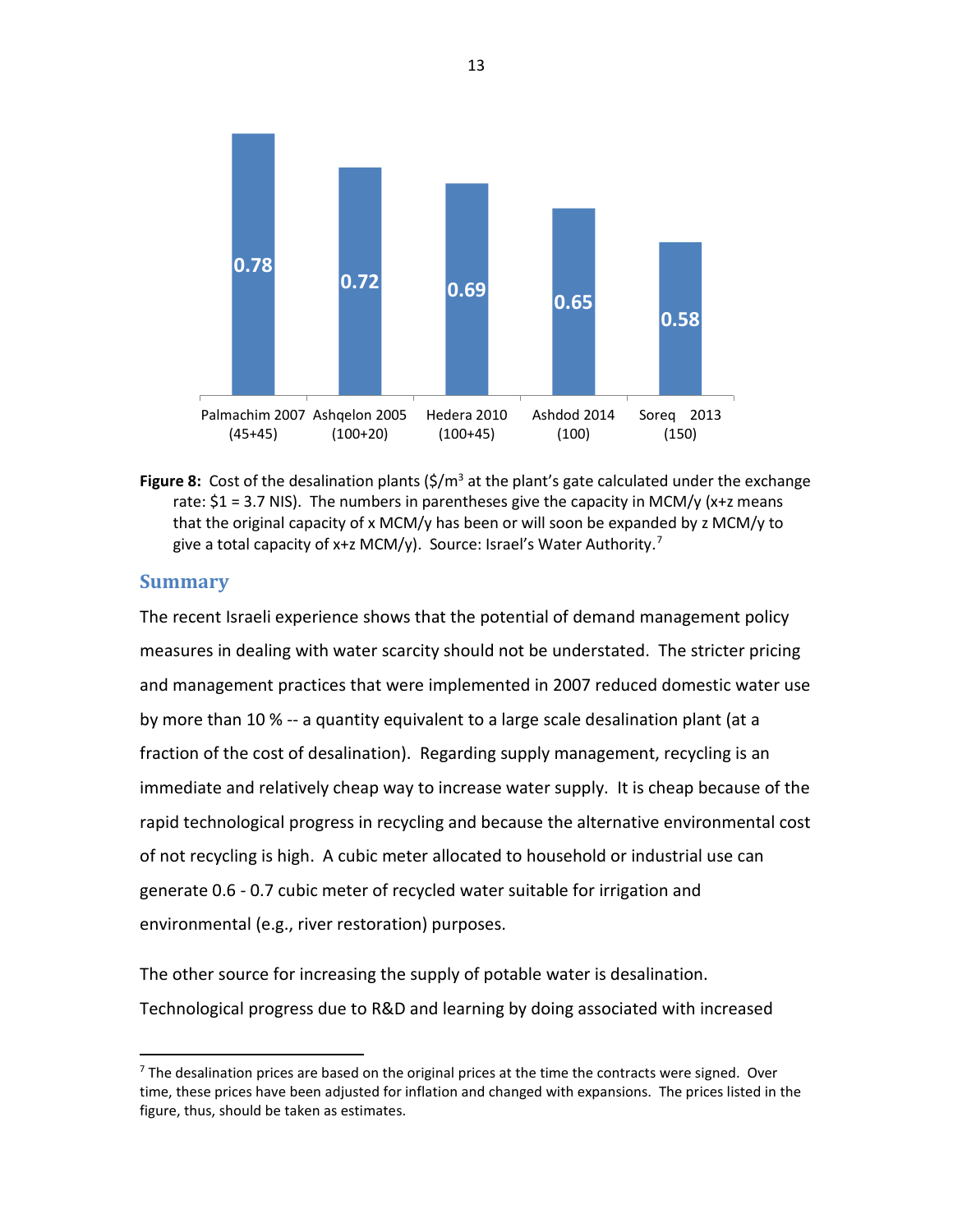| Plant | Cost ($/m³) |
|---|---|
| Palmachim 2007 (45+45) | 0.78 |
| Ashqelon 2005 (100+20) | 0.72 |
| Hedera 2010 (100+45) | 0.69 |
| Ashdod 2014 (100) | 0.65 |
| Soreq 2013 (150) | 0.58 |

**Figure 8:** Cost of the desalination plants ($\$/m^3$ at the plant's gate calculated under the exchange rate: $1 = 3.7 NIS). The numbers in parentheses give the capacity in MCM/y (x+z means that the original capacity of x MCM/y has been or will soon be expanded by z MCM/y to give a total capacity of x+z MCM/y). Source: Israel's Water Authority.[7]

## Summary

The recent Israeli experience shows that the potential of demand management policy measures in dealing with water scarcity should not be understated. The stricter pricing and management practices that were implemented in 2007 reduced domestic water use by more than 10 % -- a quantity equivalent to a large scale desalination plant (at a fraction of the cost of desalination). Regarding supply management, recycling is an immediate and relatively cheap way to increase water supply. It is cheap because of the rapid technological progress in recycling and because the alternative environmental cost of not recycling is high. A cubic meter allocated to household or industrial use can generate 0.6 - 0.7 cubic meter of recycled water suitable for irrigation and environmental (e.g., river restoration) purposes.

The other source for increasing the supply of potable water is desalination. Technological progress due to R&D and learning by doing associated with increased

[7] The desalination prices are based on the original prices at the time the contracts were signed. Over time, these prices have been adjusted for inflation and changed with expansions. The prices listed in the figure, thus, should be taken as estimates.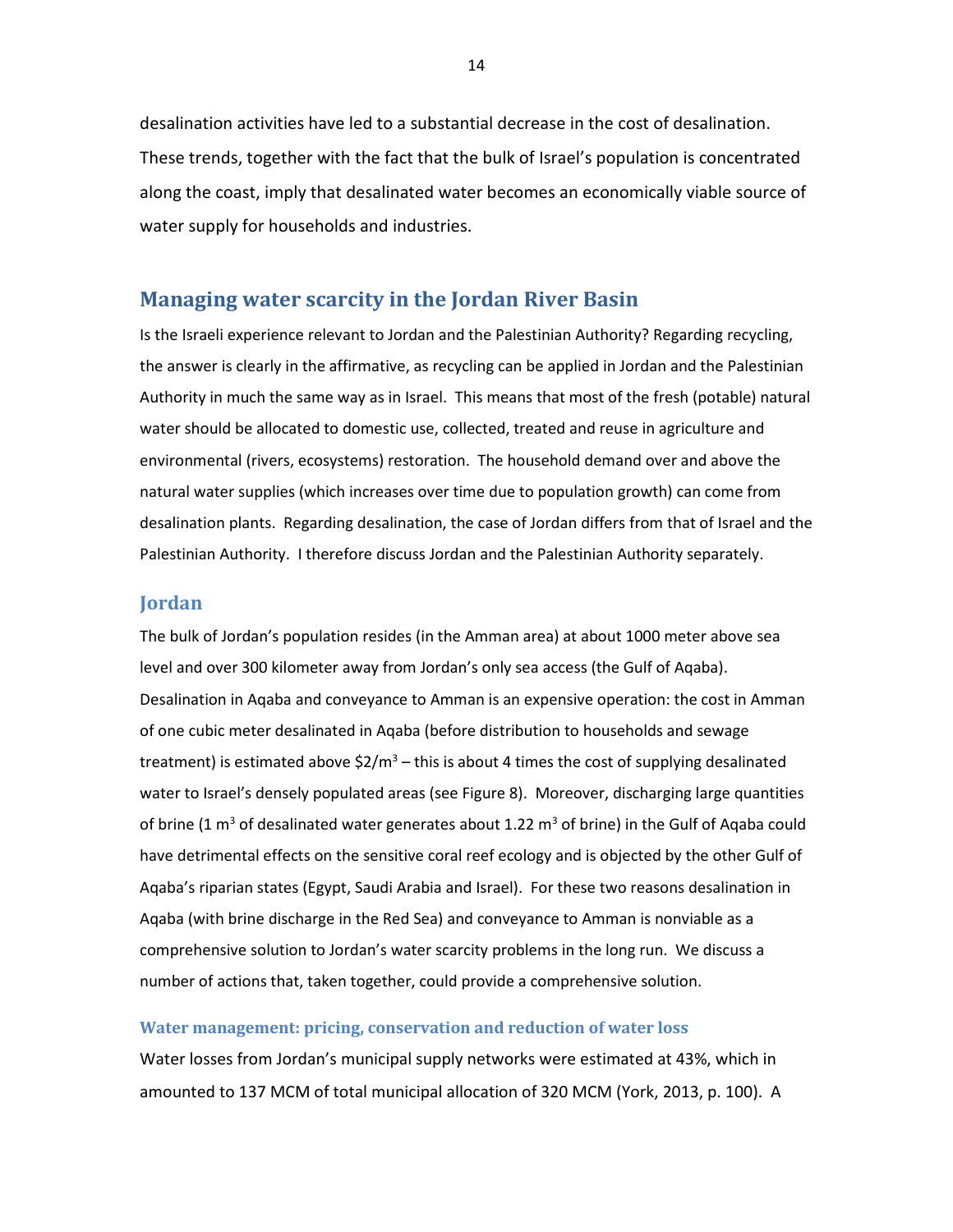desalination activities have led to a substantial decrease in the cost of desalination. These trends, together with the fact that the bulk of Israel's population is concentrated along the coast, imply that desalinated water becomes an economically viable source of water supply for households and industries.

## Managing water scarcity in the Jordan River Basin

Is the Israeli experience relevant to Jordan and the Palestinian Authority? Regarding recycling, the answer is clearly in the affirmative, as recycling can be applied in Jordan and the Palestinian Authority in much the same way as in Israel. This means that most of the fresh (potable) natural water should be allocated to domestic use, collected, treated and reuse in agriculture and environmental (rivers, ecosystems) restoration. The household demand over and above the natural water supplies (which increases over time due to population growth) can come from desalination plants. Regarding desalination, the case of Jordan differs from that of Israel and the Palestinian Authority. I therefore discuss Jordan and the Palestinian Authority separately.

### Jordan

The bulk of Jordan's population resides (in the Amman area) at about 1000 meter above sea level and over 300 kilometer away from Jordan's only sea access (the Gulf of Aqaba). Desalination in Aqaba and conveyance to Amman is an expensive operation: the cost in Amman of one cubic meter desalinated in Aqaba (before distribution to households and sewage treatment) is estimated above $\$2/m^3$ – this is about 4 times the cost of supplying desalinated water to Israel's densely populated areas (see Figure 8). Moreover, discharging large quantities of brine (1 $m^3$ of desalinated water generates about 1.22 $m^3$ of brine) in the Gulf of Aqaba could have detrimental effects on the sensitive coral reef ecology and is objected by the other Gulf of Aqaba's riparian states (Egypt, Saudi Arabia and Israel). For these two reasons desalination in Aqaba (with brine discharge in the Red Sea) and conveyance to Amman is nonviable as a comprehensive solution to Jordan's water scarcity problems in the long run. We discuss a number of actions that, taken together, could provide a comprehensive solution.

#### Water management: pricing, conservation and reduction of water loss

Water losses from Jordan's municipal supply networks were estimated at 43%, which in amounted to 137 MCM of total municipal allocation of 320 MCM (York, 2013, p. 100). A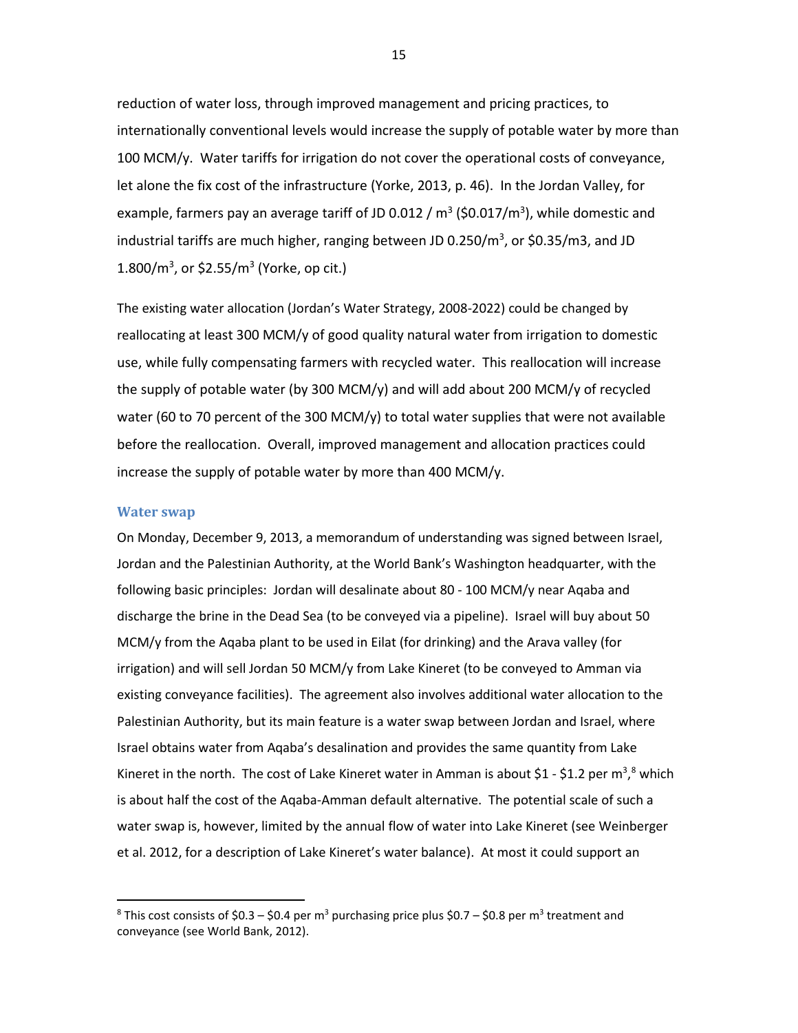reduction of water loss, through improved management and pricing practices, to internationally conventional levels would increase the supply of potable water by more than 100 MCM/y. Water tariffs for irrigation do not cover the operational costs of conveyance, let alone the fix cost of the infrastructure (Yorke, 2013, p. 46). In the Jordan Valley, for example, farmers pay an average tariff of JD 0.012 / $m^3$ (\$0.017/$m^3$), while domestic and industrial tariffs are much higher, ranging between JD 0.250/$m^3$, or \$0.35/m3, and JD 1.800/$m^3$, or \$2.55/$m^3$ (Yorke, op cit.)

The existing water allocation (Jordan's Water Strategy, 2008-2022) could be changed by reallocating at least 300 MCM/y of good quality natural water from irrigation to domestic use, while fully compensating farmers with recycled water. This reallocation will increase the supply of potable water (by 300 MCM/y) and will add about 200 MCM/y of recycled water (60 to 70 percent of the 300 MCM/y) to total water supplies that were not available before the reallocation. Overall, improved management and allocation practices could increase the supply of potable water by more than 400 MCM/y.

### Water swap

On Monday, December 9, 2013, a memorandum of understanding was signed between Israel, Jordan and the Palestinian Authority, at the World Bank's Washington headquarter, with the following basic principles: Jordan will desalinate about 80 - 100 MCM/y near Aqaba and discharge the brine in the Dead Sea (to be conveyed via a pipeline). Israel will buy about 50 MCM/y from the Aqaba plant to be used in Eilat (for drinking) and the Arava valley (for irrigation) and will sell Jordan 50 MCM/y from Lake Kineret (to be conveyed to Amman via existing conveyance facilities). The agreement also involves additional water allocation to the Palestinian Authority, but its main feature is a water swap between Jordan and Israel, where Israel obtains water from Aqaba's desalination and provides the same quantity from Lake Kineret in the north. The cost of Lake Kineret water in Amman is about \$1 - \$1.2 per $m^3$,[8] which is about half the cost of the Aqaba-Amman default alternative. The potential scale of such a water swap is, however, limited by the annual flow of water into Lake Kineret (see Weinberger et al. 2012, for a description of Lake Kineret's water balance). At most it could support an

[8] This cost consists of \$0.3 – \$0.4 per $m^3$ purchasing price plus \$0.7 – \$0.8 per $m^3$ treatment and conveyance (see World Bank, 2012).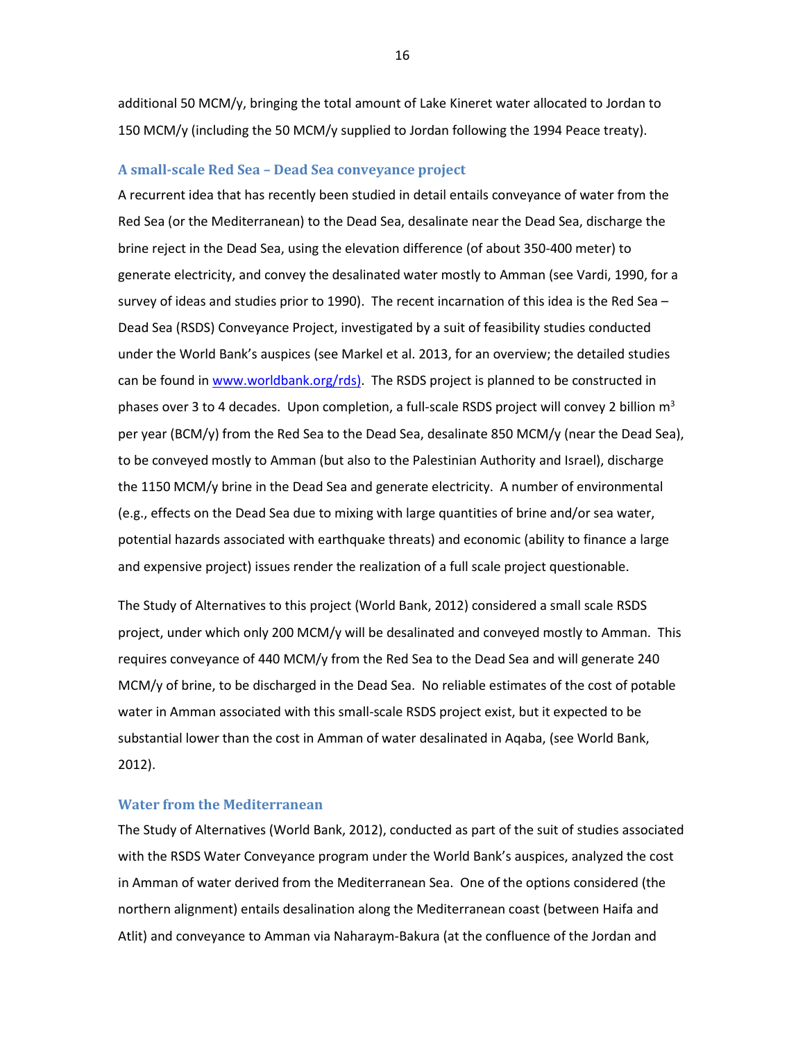additional 50 MCM/y, bringing the total amount of Lake Kineret water allocated to Jordan to 150 MCM/y (including the 50 MCM/y supplied to Jordan following the 1994 Peace treaty).

### A small-scale Red Sea – Dead Sea conveyance project

A recurrent idea that has recently been studied in detail entails conveyance of water from the Red Sea (or the Mediterranean) to the Dead Sea, desalinate near the Dead Sea, discharge the brine reject in the Dead Sea, using the elevation difference (of about 350-400 meter) to generate electricity, and convey the desalinated water mostly to Amman (see Vardi, 1990, for a survey of ideas and studies prior to 1990). The recent incarnation of this idea is the Red Sea – Dead Sea (RSDS) Conveyance Project, investigated by a suit of feasibility studies conducted under the World Bank's auspices (see Markel et al. 2013, for an overview; the detailed studies can be found in www.worldbank.org/rds). The RSDS project is planned to be constructed in phases over 3 to 4 decades. Upon completion, a full-scale RSDS project will convey 2 billion $m^3$ per year (BCM/y) from the Red Sea to the Dead Sea, desalinate 850 MCM/y (near the Dead Sea), to be conveyed mostly to Amman (but also to the Palestinian Authority and Israel), discharge the 1150 MCM/y brine in the Dead Sea and generate electricity. A number of environmental (e.g., effects on the Dead Sea due to mixing with large quantities of brine and/or sea water, potential hazards associated with earthquake threats) and economic (ability to finance a large and expensive project) issues render the realization of a full scale project questionable.

The Study of Alternatives to this project (World Bank, 2012) considered a small scale RSDS project, under which only 200 MCM/y will be desalinated and conveyed mostly to Amman. This requires conveyance of 440 MCM/y from the Red Sea to the Dead Sea and will generate 240 MCM/y of brine, to be discharged in the Dead Sea. No reliable estimates of the cost of potable water in Amman associated with this small-scale RSDS project exist, but it expected to be substantial lower than the cost in Amman of water desalinated in Aqaba, (see World Bank, 2012).

### Water from the Mediterranean

The Study of Alternatives (World Bank, 2012), conducted as part of the suit of studies associated with the RSDS Water Conveyance program under the World Bank's auspices, analyzed the cost in Amman of water derived from the Mediterranean Sea. One of the options considered (the northern alignment) entails desalination along the Mediterranean coast (between Haifa and Atlit) and conveyance to Amman via Naharaym-Bakura (at the confluence of the Jordan and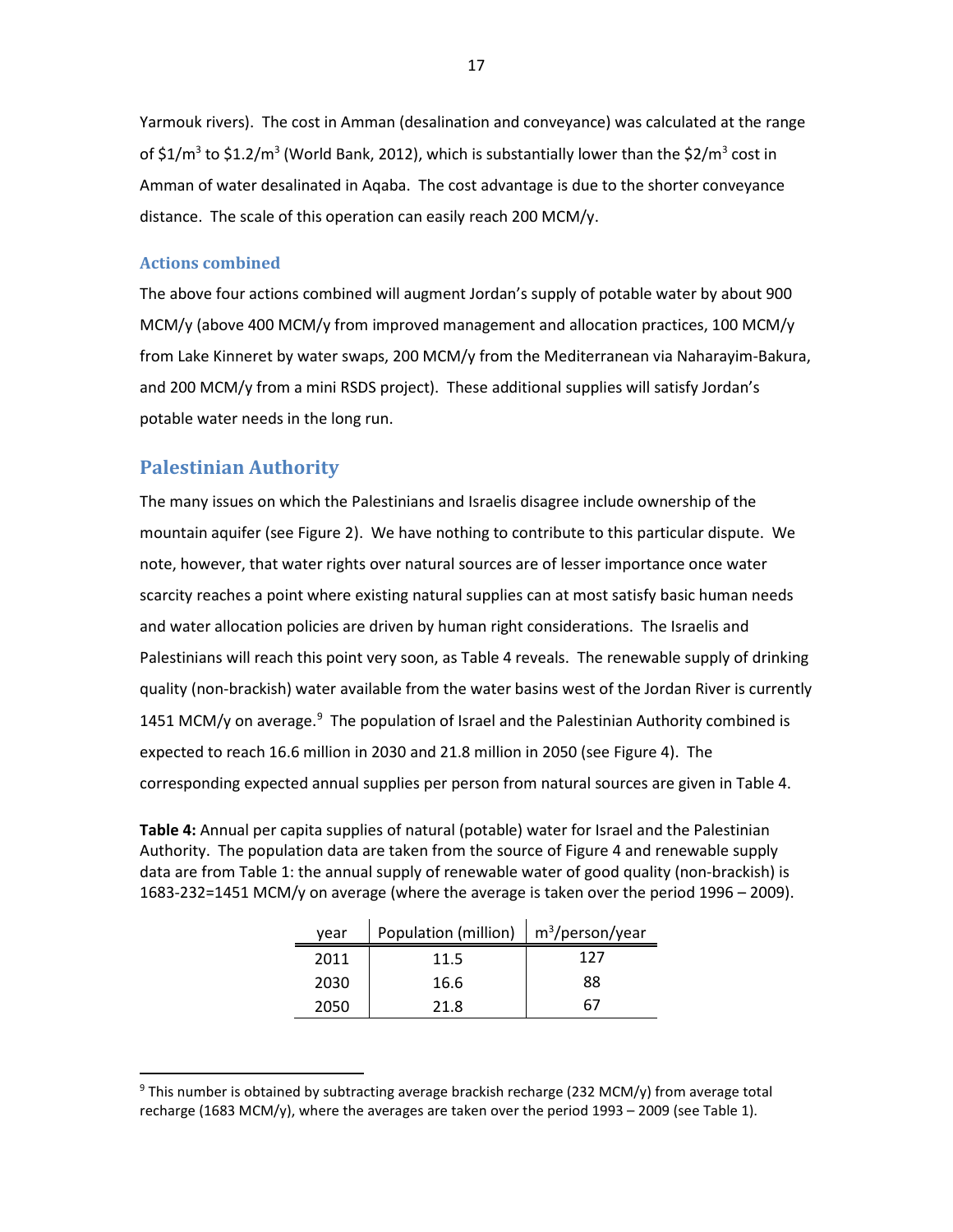Yarmouk rivers). The cost in Amman (desalination and conveyance) was calculated at the range of $\$1/m^3$ to $\$1.2/m^3$ (World Bank, 2012), which is substantially lower than the $\$2/m^3$ cost in Amman of water desalinated in Aqaba. The cost advantage is due to the shorter conveyance distance. The scale of this operation can easily reach 200 MCM/y.

### Actions combined

The above four actions combined will augment Jordan's supply of potable water by about 900 MCM/y (above 400 MCM/y from improved management and allocation practices, 100 MCM/y from Lake Kinneret by water swaps, 200 MCM/y from the Mediterranean via Naharayim-Bakura, and 200 MCM/y from a mini RSDS project). These additional supplies will satisfy Jordan's potable water needs in the long run.

## Palestinian Authority

The many issues on which the Palestinians and Israelis disagree include ownership of the mountain aquifer (see Figure 2). We have nothing to contribute to this particular dispute. We note, however, that water rights over natural sources are of lesser importance once water scarcity reaches a point where existing natural supplies can at most satisfy basic human needs and water allocation policies are driven by human right considerations. The Israelis and Palestinians will reach this point very soon, as Table 4 reveals. The renewable supply of drinking quality (non-brackish) water available from the water basins west of the Jordan River is currently 1451 MCM/y on average.[9] The population of Israel and the Palestinian Authority combined is expected to reach 16.6 million in 2030 and 21.8 million in 2050 (see Figure 4). The corresponding expected annual supplies per person from natural sources are given in Table 4.

**Table 4:** Annual per capita supplies of natural (potable) water for Israel and the Palestinian Authority. The population data are taken from the source of Figure 4 and renewable supply data are from Table 1: the annual supply of renewable water of good quality (non-brackish) is 1683-232=1451 MCM/y on average (where the average is taken over the period 1996 – 2009).

| year | Population (million) | $m^3$/person/year |
|---|---|---|
| 2011 | 11.5 | 127 |
| 2030 | 16.6 | 88 |
| 2050 | 21.8 | 67 |

[9] This number is obtained by subtracting average brackish recharge (232 MCM/y) from average total recharge (1683 MCM/y), where the averages are taken over the period 1993 – 2009 (see Table 1).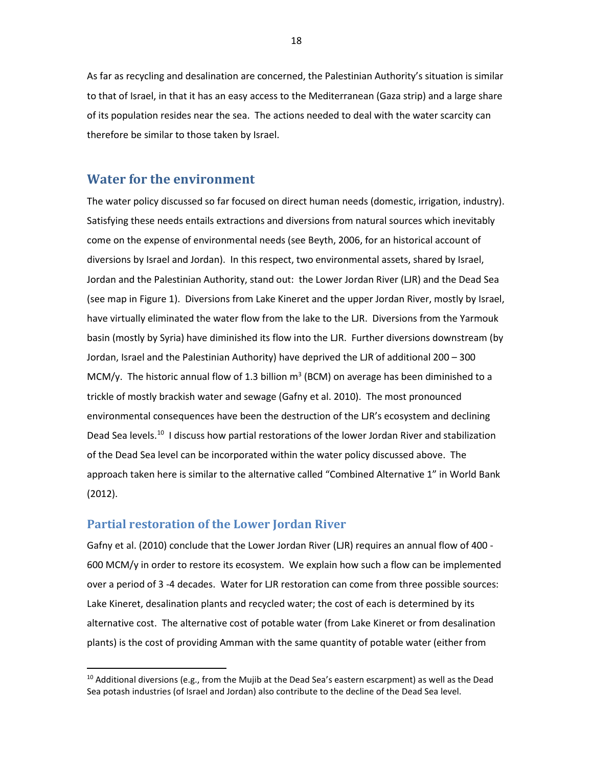As far as recycling and desalination are concerned, the Palestinian Authority's situation is similar to that of Israel, in that it has an easy access to the Mediterranean (Gaza strip) and a large share of its population resides near the sea. The actions needed to deal with the water scarcity can therefore be similar to those taken by Israel.

## Water for the environment

The water policy discussed so far focused on direct human needs (domestic, irrigation, industry). Satisfying these needs entails extractions and diversions from natural sources which inevitably come on the expense of environmental needs (see Beyth, 2006, for an historical account of diversions by Israel and Jordan). In this respect, two environmental assets, shared by Israel, Jordan and the Palestinian Authority, stand out: the Lower Jordan River (LJR) and the Dead Sea (see map in Figure 1). Diversions from Lake Kineret and the upper Jordan River, mostly by Israel, have virtually eliminated the water flow from the lake to the LJR. Diversions from the Yarmouk basin (mostly by Syria) have diminished its flow into the LJR. Further diversions downstream (by Jordan, Israel and the Palestinian Authority) have deprived the LJR of additional 200 – 300 MCM/y. The historic annual flow of 1.3 billion m$^3$ (BCM) on average has been diminished to a trickle of mostly brackish water and sewage (Gafny et al. 2010). The most pronounced environmental consequences have been the destruction of the LJR's ecosystem and declining Dead Sea levels.[10] I discuss how partial restorations of the lower Jordan River and stabilization of the Dead Sea level can be incorporated within the water policy discussed above. The approach taken here is similar to the alternative called "Combined Alternative 1" in World Bank (2012).

### Partial restoration of the Lower Jordan River

Gafny et al. (2010) conclude that the Lower Jordan River (LJR) requires an annual flow of 400 - 600 MCM/y in order to restore its ecosystem. We explain how such a flow can be implemented over a period of 3 -4 decades. Water for LJR restoration can come from three possible sources: Lake Kineret, desalination plants and recycled water; the cost of each is determined by its alternative cost. The alternative cost of potable water (from Lake Kineret or from desalination plants) is the cost of providing Amman with the same quantity of potable water (either from

---

[10] Additional diversions (e.g., from the Mujib at the Dead Sea's eastern escarpment) as well as the Dead Sea potash industries (of Israel and Jordan) also contribute to the decline of the Dead Sea level.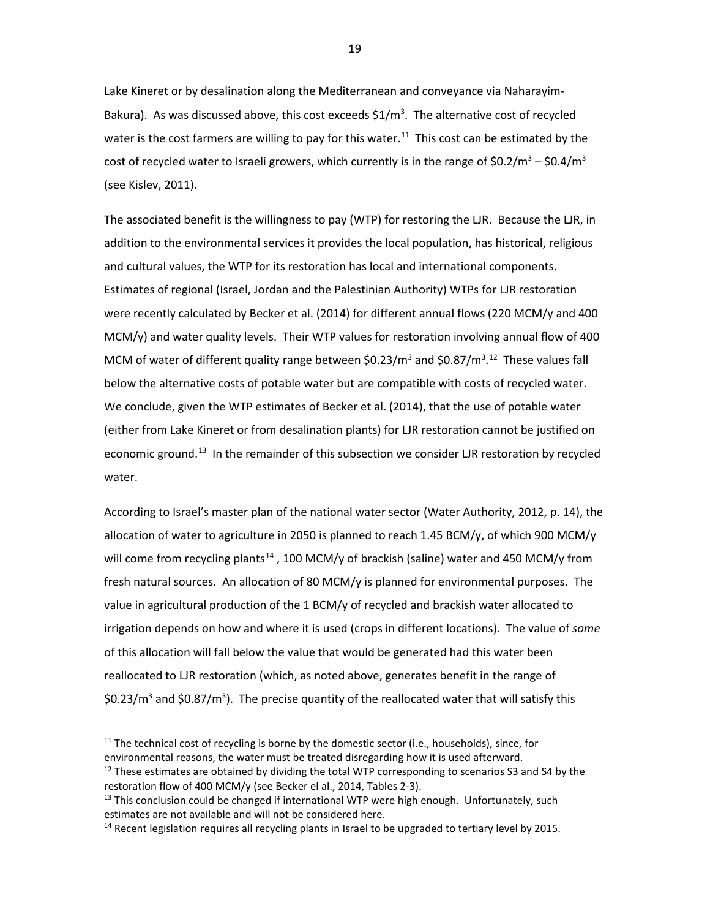Lake Kineret or by desalination along the Mediterranean and conveyance via Naharayim-Bakura). As was discussed above, this cost exceeds $\$1/m^3$. The alternative cost of recycled water is the cost farmers are willing to pay for this water.[11] This cost can be estimated by the cost of recycled water to Israeli growers, which currently is in the range of $\$0.2/m^3 – \$0.4/m^3$ (see Kislev, 2011).

The associated benefit is the willingness to pay (WTP) for restoring the LJR. Because the LJR, in addition to the environmental services it provides the local population, has historical, religious and cultural values, the WTP for its restoration has local and international components. Estimates of regional (Israel, Jordan and the Palestinian Authority) WTPs for LJR restoration were recently calculated by Becker et al. (2014) for different annual flows (220 MCM/y and 400 MCM/y) and water quality levels. Their WTP values for restoration involving annual flow of 400 MCM of water of different quality range between $\$0.23/m^3$ and $\$0.87/m^3$.[12] These values fall below the alternative costs of potable water but are compatible with costs of recycled water. We conclude, given the WTP estimates of Becker et al. (2014), that the use of potable water (either from Lake Kineret or from desalination plants) for LJR restoration cannot be justified on economic ground.[13] In the remainder of this subsection we consider LJR restoration by recycled water.

According to Israel's master plan of the national water sector (Water Authority, 2012, p. 14), the allocation of water to agriculture in 2050 is planned to reach 1.45 BCM/y, of which 900 MCM/y will come from recycling plants[14] , 100 MCM/y of brackish (saline) water and 450 MCM/y from fresh natural sources. An allocation of 80 MCM/y is planned for environmental purposes. The value in agricultural production of the 1 BCM/y of recycled and brackish water allocated to irrigation depends on how and where it is used (crops in different locations). The value of *some* of this allocation will fall below the value that would be generated had this water been reallocated to LJR restoration (which, as noted above, generates benefit in the range of $\$0.23/m^3$ and $\$0.87/m^3$). The precise quantity of the reallocated water that will satisfy this

---

[11] The technical cost of recycling is borne by the domestic sector (i.e., households), since, for environmental reasons, the water must be treated disregarding how it is used afterward.

[12] These estimates are obtained by dividing the total WTP corresponding to scenarios S3 and S4 by the restoration flow of 400 MCM/y (see Becker el al., 2014, Tables 2-3).

[13] This conclusion could be changed if international WTP were high enough. Unfortunately, such estimates are not available and will not be considered here.

[14] Recent legislation requires all recycling plants in Israel to be upgraded to tertiary level by 2015.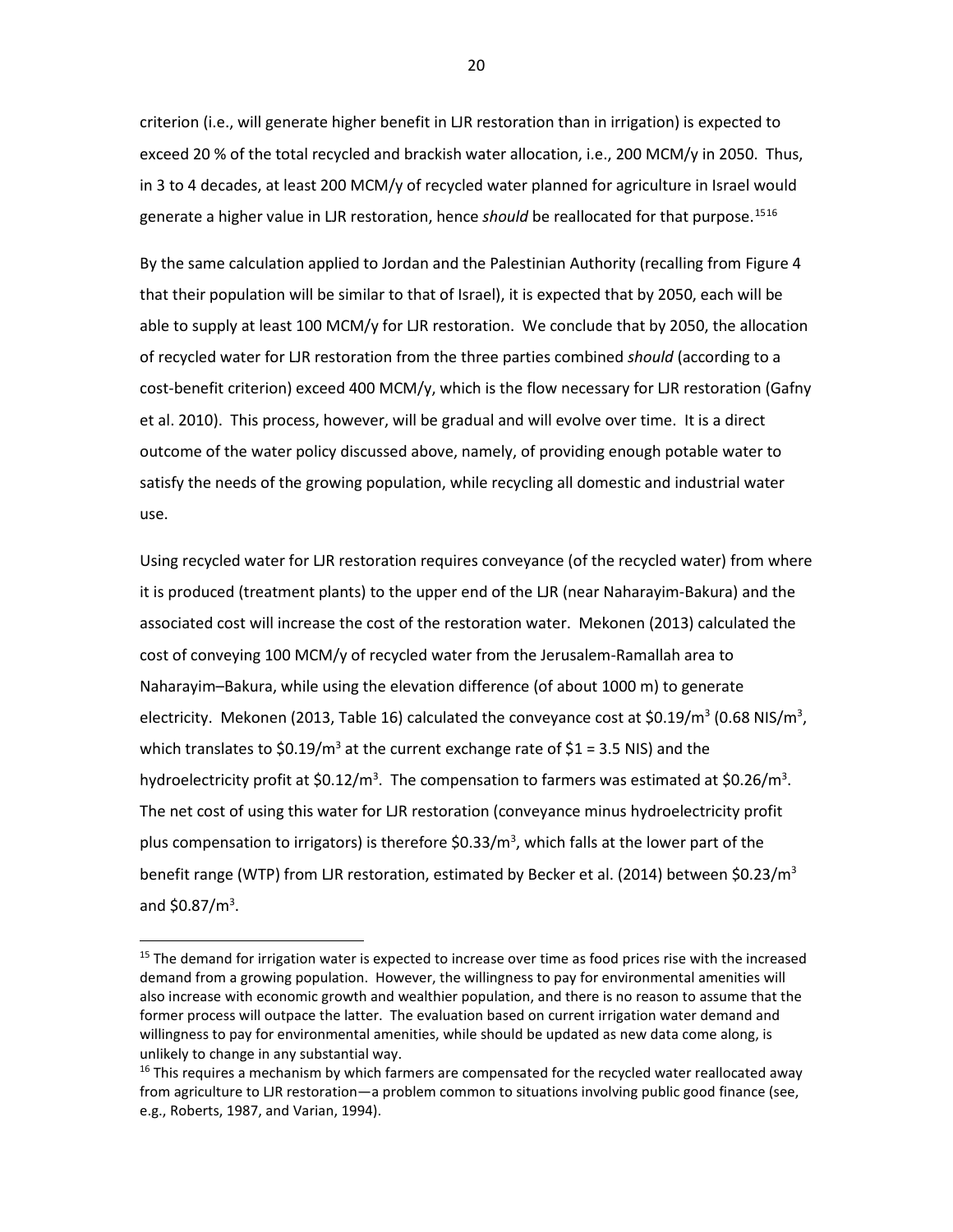criterion (i.e., will generate higher benefit in LJR restoration than in irrigation) is expected to exceed 20 % of the total recycled and brackish water allocation, i.e., 200 MCM/y in 2050. Thus, in 3 to 4 decades, at least 200 MCM/y of recycled water planned for agriculture in Israel would generate a higher value in LJR restoration, hence *should* be reallocated for that purpose.[15][16]

By the same calculation applied to Jordan and the Palestinian Authority (recalling from Figure 4 that their population will be similar to that of Israel), it is expected that by 2050, each will be able to supply at least 100 MCM/y for LJR restoration. We conclude that by 2050, the allocation of recycled water for LJR restoration from the three parties combined *should* (according to a cost-benefit criterion) exceed 400 MCM/y, which is the flow necessary for LJR restoration (Gafny et al. 2010). This process, however, will be gradual and will evolve over time. It is a direct outcome of the water policy discussed above, namely, of providing enough potable water to satisfy the needs of the growing population, while recycling all domestic and industrial water use.

Using recycled water for LJR restoration requires conveyance (of the recycled water) from where it is produced (treatment plants) to the upper end of the LJR (near Naharayim-Bakura) and the associated cost will increase the cost of the restoration water. Mekonen (2013) calculated the cost of conveying 100 MCM/y of recycled water from the Jerusalem-Ramallah area to Naharayim–Bakura, while using the elevation difference (of about 1000 m) to generate electricity. Mekonen (2013, Table 16) calculated the conveyance cost at $\$0.19/m^3$ ($0.68$ NIS/$m^3$, which translates to $\$0.19/m^3$ at the current exchange rate of \$1 = 3.5 NIS) and the hydroelectricity profit at $\$0.12/m^3$. The compensation to farmers was estimated at $\$0.26/m^3$. The net cost of using this water for LJR restoration (conveyance minus hydroelectricity profit plus compensation to irrigators) is therefore $\$0.33/m^3$, which falls at the lower part of the benefit range (WTP) from LJR restoration, estimated by Becker et al. (2014) between $\$0.23/m^3$ and $\$0.87/m^3$.

---

[15] The demand for irrigation water is expected to increase over time as food prices rise with the increased demand from a growing population. However, the willingness to pay for environmental amenities will also increase with economic growth and wealthier population, and there is no reason to assume that the former process will outpace the latter. The evaluation based on current irrigation water demand and willingness to pay for environmental amenities, while should be updated as new data come along, is unlikely to change in any substantial way.

[16] This requires a mechanism by which farmers are compensated for the recycled water reallocated away from agriculture to LJR restoration—a problem common to situations involving public good finance (see, e.g., Roberts, 1987, and Varian, 1994).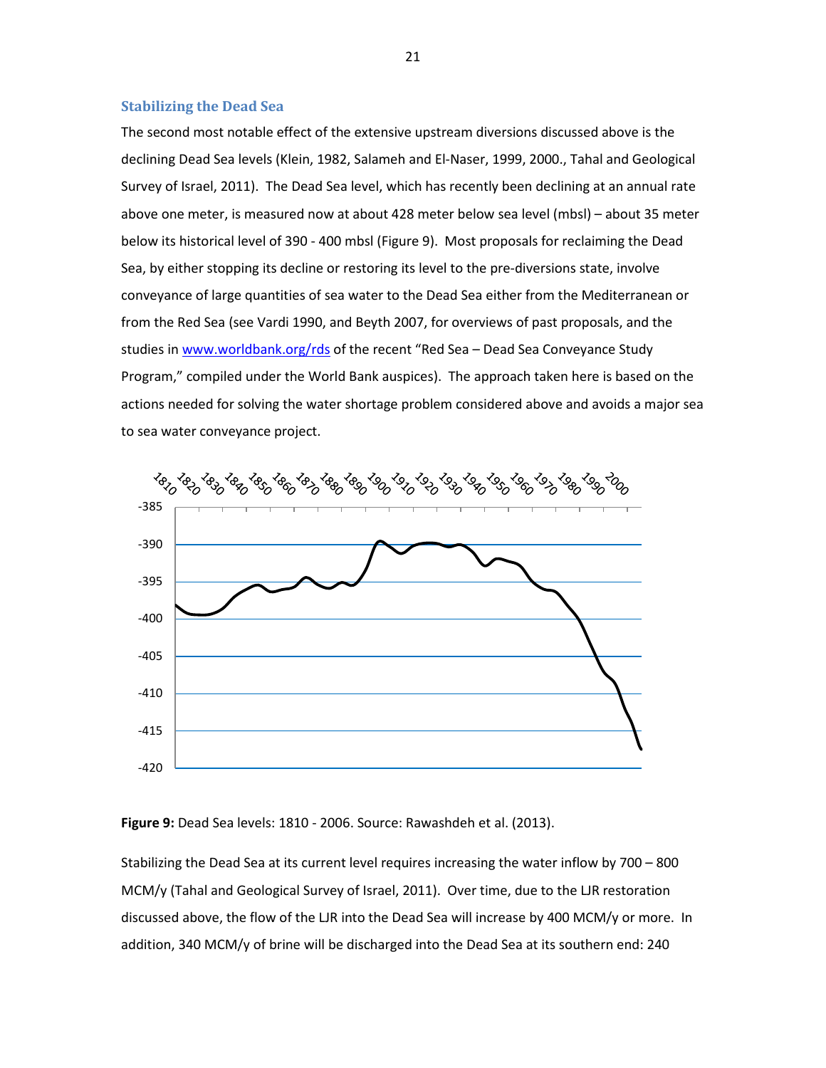## Stabilizing the Dead Sea

The second most notable effect of the extensive upstream diversions discussed above is the declining Dead Sea levels (Klein, 1982, Salameh and El-Naser, 1999, 2000., Tahal and Geological Survey of Israel, 2011). The Dead Sea level, which has recently been declining at an annual rate above one meter, is measured now at about 428 meter below sea level (mbsl) – about 35 meter below its historical level of 390 - 400 mbsl (Figure 9). Most proposals for reclaiming the Dead Sea, by either stopping its decline or restoring its level to the pre-diversions state, involve conveyance of large quantities of sea water to the Dead Sea either from the Mediterranean or from the Red Sea (see Vardi 1990, and Beyth 2007, for overviews of past proposals, and the studies in www.worldbank.org/rds of the recent "Red Sea – Dead Sea Conveyance Study Program," compiled under the World Bank auspices). The approach taken here is based on the actions needed for solving the water shortage problem considered above and avoids a major sea to sea water conveyance project.

**Figure 9:** Dead Sea levels: 1810 - 2006. Source: Rawashdeh et al. (2013).

Stabilizing the Dead Sea at its current level requires increasing the water inflow by 700 – 800 MCM/y (Tahal and Geological Survey of Israel, 2011). Over time, due to the LJR restoration discussed above, the flow of the LJR into the Dead Sea will increase by 400 MCM/y or more. In addition, 340 MCM/y of brine will be discharged into the Dead Sea at its southern end: 240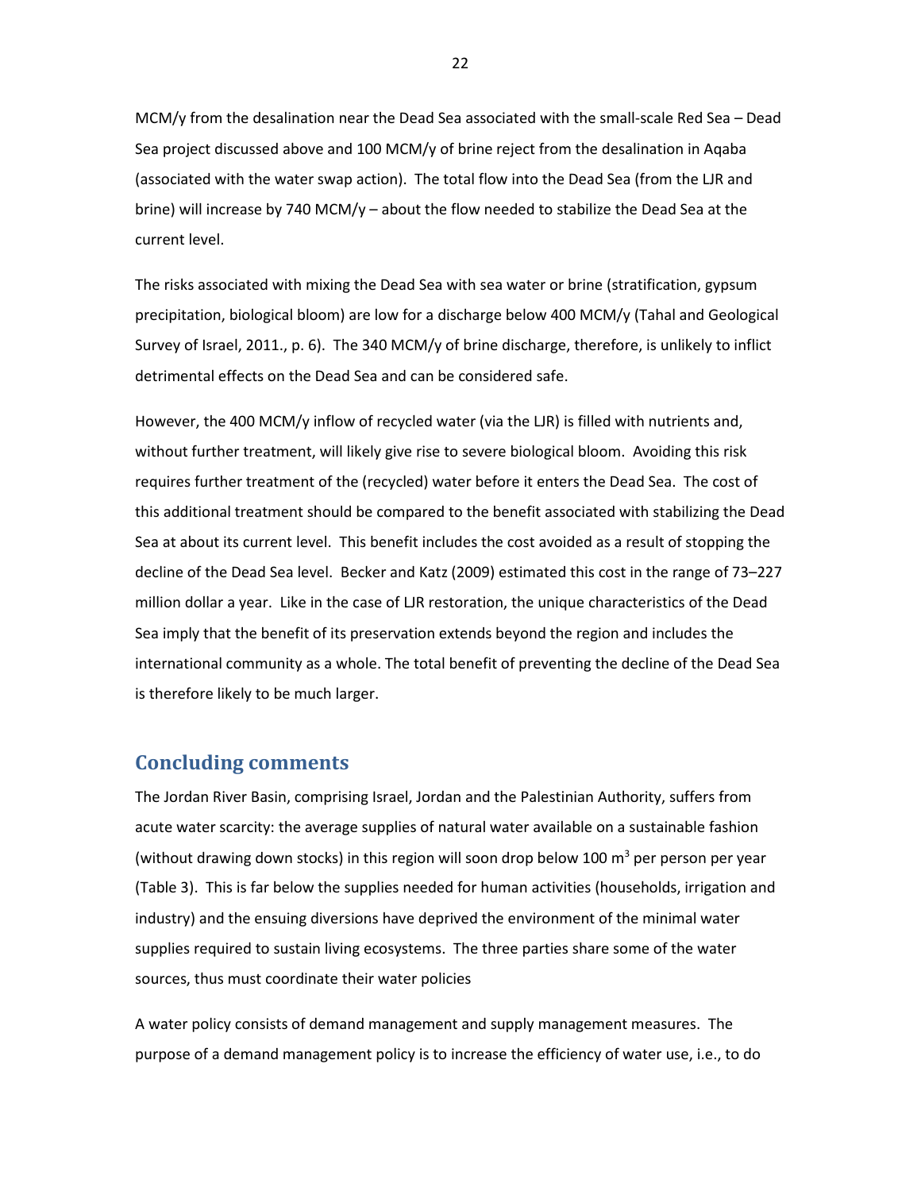MCM/y from the desalination near the Dead Sea associated with the small-scale Red Sea – Dead Sea project discussed above and 100 MCM/y of brine reject from the desalination in Aqaba (associated with the water swap action). The total flow into the Dead Sea (from the LJR and brine) will increase by 740 MCM/y – about the flow needed to stabilize the Dead Sea at the current level.

The risks associated with mixing the Dead Sea with sea water or brine (stratification, gypsum precipitation, biological bloom) are low for a discharge below 400 MCM/y (Tahal and Geological Survey of Israel, 2011., p. 6). The 340 MCM/y of brine discharge, therefore, is unlikely to inflict detrimental effects on the Dead Sea and can be considered safe.

However, the 400 MCM/y inflow of recycled water (via the LJR) is filled with nutrients and, without further treatment, will likely give rise to severe biological bloom. Avoiding this risk requires further treatment of the (recycled) water before it enters the Dead Sea. The cost of this additional treatment should be compared to the benefit associated with stabilizing the Dead Sea at about its current level. This benefit includes the cost avoided as a result of stopping the decline of the Dead Sea level. Becker and Katz (2009) estimated this cost in the range of 73–227 million dollar a year. Like in the case of LJR restoration, the unique characteristics of the Dead Sea imply that the benefit of its preservation extends beyond the region and includes the international community as a whole. The total benefit of preventing the decline of the Dead Sea is therefore likely to be much larger.

## Concluding comments

The Jordan River Basin, comprising Israel, Jordan and the Palestinian Authority, suffers from acute water scarcity: the average supplies of natural water available on a sustainable fashion (without drawing down stocks) in this region will soon drop below 100 $m^3$ per person per year (Table 3). This is far below the supplies needed for human activities (households, irrigation and industry) and the ensuing diversions have deprived the environment of the minimal water supplies required to sustain living ecosystems. The three parties share some of the water sources, thus must coordinate their water policies

A water policy consists of demand management and supply management measures. The purpose of a demand management policy is to increase the efficiency of water use, i.e., to do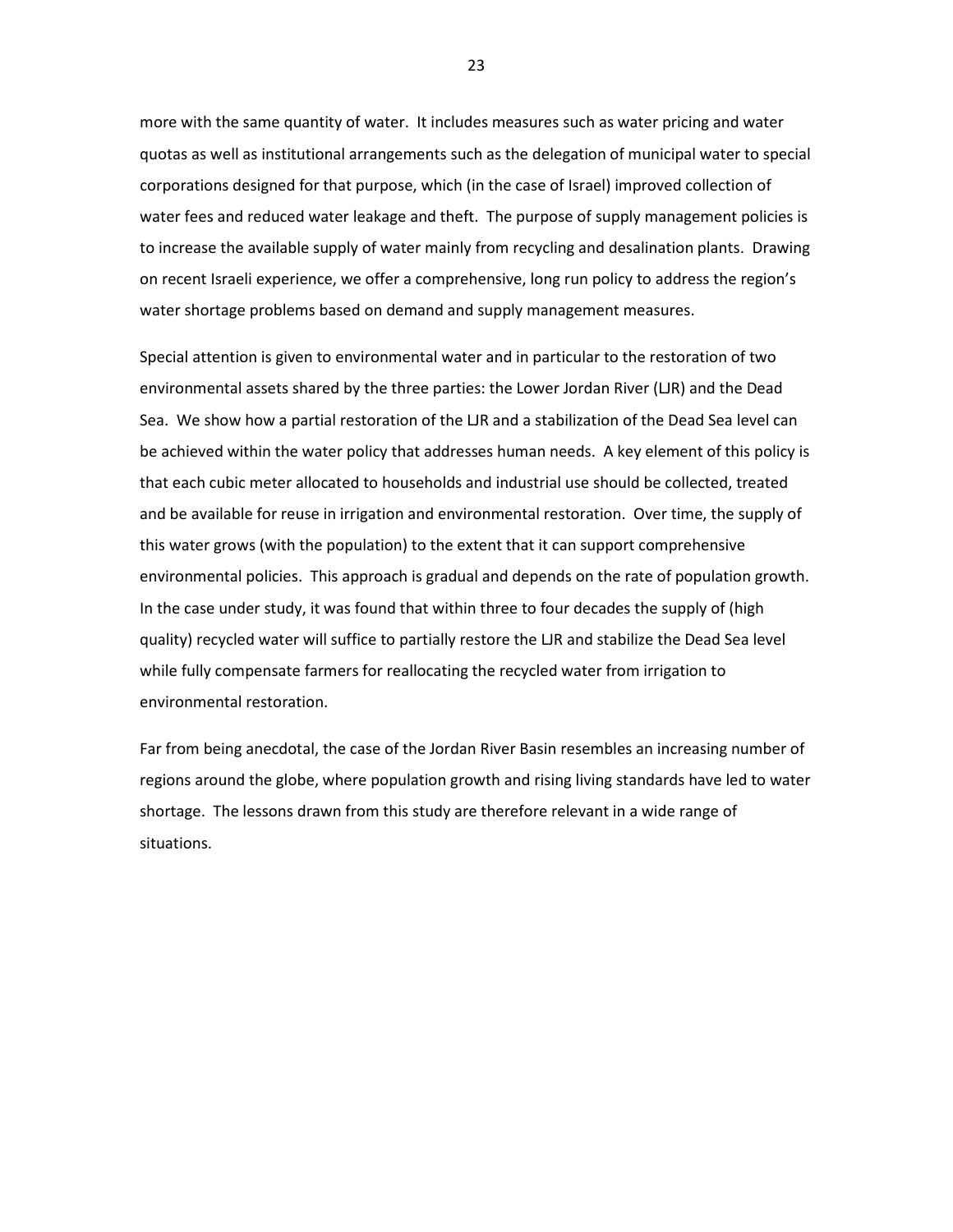more with the same quantity of water. It includes measures such as water pricing and water quotas as well as institutional arrangements such as the delegation of municipal water to special corporations designed for that purpose, which (in the case of Israel) improved collection of water fees and reduced water leakage and theft. The purpose of supply management policies is to increase the available supply of water mainly from recycling and desalination plants. Drawing on recent Israeli experience, we offer a comprehensive, long run policy to address the region's water shortage problems based on demand and supply management measures.

Special attention is given to environmental water and in particular to the restoration of two environmental assets shared by the three parties: the Lower Jordan River (LJR) and the Dead Sea. We show how a partial restoration of the LJR and a stabilization of the Dead Sea level can be achieved within the water policy that addresses human needs. A key element of this policy is that each cubic meter allocated to households and industrial use should be collected, treated and be available for reuse in irrigation and environmental restoration. Over time, the supply of this water grows (with the population) to the extent that it can support comprehensive environmental policies. This approach is gradual and depends on the rate of population growth. In the case under study, it was found that within three to four decades the supply of (high quality) recycled water will suffice to partially restore the LJR and stabilize the Dead Sea level while fully compensate farmers for reallocating the recycled water from irrigation to environmental restoration.

Far from being anecdotal, the case of the Jordan River Basin resembles an increasing number of regions around the globe, where population growth and rising living standards have led to water shortage. The lessons drawn from this study are therefore relevant in a wide range of situations.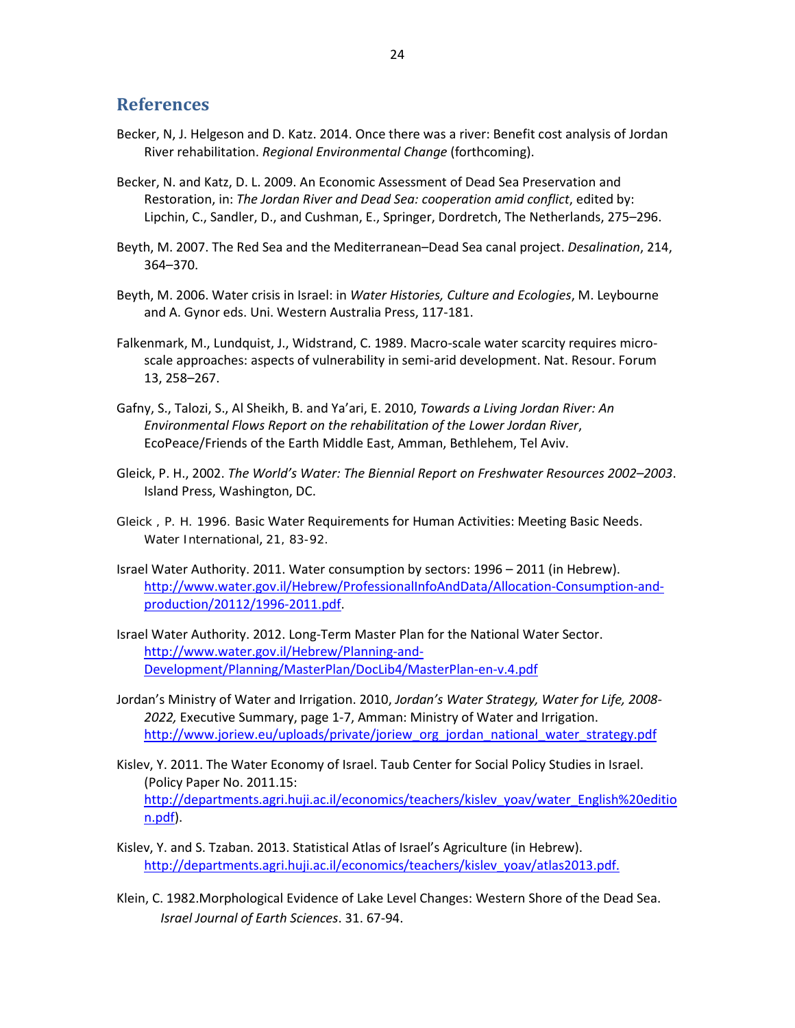## References

Becker, N, J. Helgeson and D. Katz. 2014. Once there was a river: Benefit cost analysis of Jordan River rehabilitation. *Regional Environmental Change* (forthcoming).

Becker, N. and Katz, D. L. 2009. An Economic Assessment of Dead Sea Preservation and Restoration, in: *The Jordan River and Dead Sea: cooperation amid conflict*, edited by: Lipchin, C., Sandler, D., and Cushman, E., Springer, Dordretch, The Netherlands, 275–296.

Beyth, M. 2007. The Red Sea and the Mediterranean–Dead Sea canal project. *Desalination*, 214, 364–370.

Beyth, M. 2006. Water crisis in Israel: in *Water Histories, Culture and Ecologies*, M. Leybourne and A. Gynor eds. Uni. Western Australia Press, 117-181.

Falkenmark, M., Lundquist, J., Widstrand, C. 1989. Macro-scale water scarcity requires micro-scale approaches: aspects of vulnerability in semi-arid development. Nat. Resour. Forum 13, 258–267.

Gafny, S., Talozi, S., Al Sheikh, B. and Ya'ari, E. 2010, *Towards a Living Jordan River: An Environmental Flows Report on the rehabilitation of the Lower Jordan River*, EcoPeace/Friends of the Earth Middle East, Amman, Bethlehem, Tel Aviv.

Gleick, P. H., 2002. *The World's Water: The Biennial Report on Freshwater Resources 2002–2003*. Island Press, Washington, DC.

Gleick, P. H. 1996. Basic Water Requirements for Human Activities: Meeting Basic Needs. Water International, 21, 83-92.

Israel Water Authority. 2011. Water consumption by sectors: 1996 – 2011 (in Hebrew). [http://www.water.gov.il/Hebrew/ProfessionalInfoAndData/Allocation-Consumption-and-production/20112/1996-2011.pdf](http://www.water.gov.il/Hebrew/ProfessionalInfoAndData/Allocation-Consumption-and-production/20112/1996-2011.pdf).

Israel Water Authority. 2012. Long-Term Master Plan for the National Water Sector. [http://www.water.gov.il/Hebrew/Planning-and-Development/Planning/MasterPlan/DocLib4/MasterPlan-en-v.4.pdf](http://www.water.gov.il/Hebrew/Planning-and-Development/Planning/MasterPlan/DocLib4/MasterPlan-en-v.4.pdf)

Jordan's Ministry of Water and Irrigation. 2010, *Jordan's Water Strategy, Water for Life, 2008-2022,* Executive Summary, page 1-7, Amman: Ministry of Water and Irrigation. [http://www.joriew.eu/uploads/private/joriew_org_jordan_national_water_strategy.pdf](http://www.joriew.eu/uploads/private/joriew_org_jordan_national_water_strategy.pdf)

Kislev, Y. 2011. The Water Economy of Israel. Taub Center for Social Policy Studies in Israel. (Policy Paper No. 2011.15: [http://departments.agri.huji.ac.il/economics/teachers/kislev_yoav/water_English%20edition.pdf](http://departments.agri.huji.ac.il/economics/teachers/kislev_yoav/water_English%20edition.pdf)).

Kislev, Y. and S. Tzaban. 2013. Statistical Atlas of Israel's Agriculture (in Hebrew). [http://departments.agri.huji.ac.il/economics/teachers/kislev_yoav/atlas2013.pdf.](http://departments.agri.huji.ac.il/economics/teachers/kislev_yoav/atlas2013.pdf)

Klein, C. 1982.Morphological Evidence of Lake Level Changes: Western Shore of the Dead Sea. *Israel Journal of Earth Sciences*. 31. 67-94.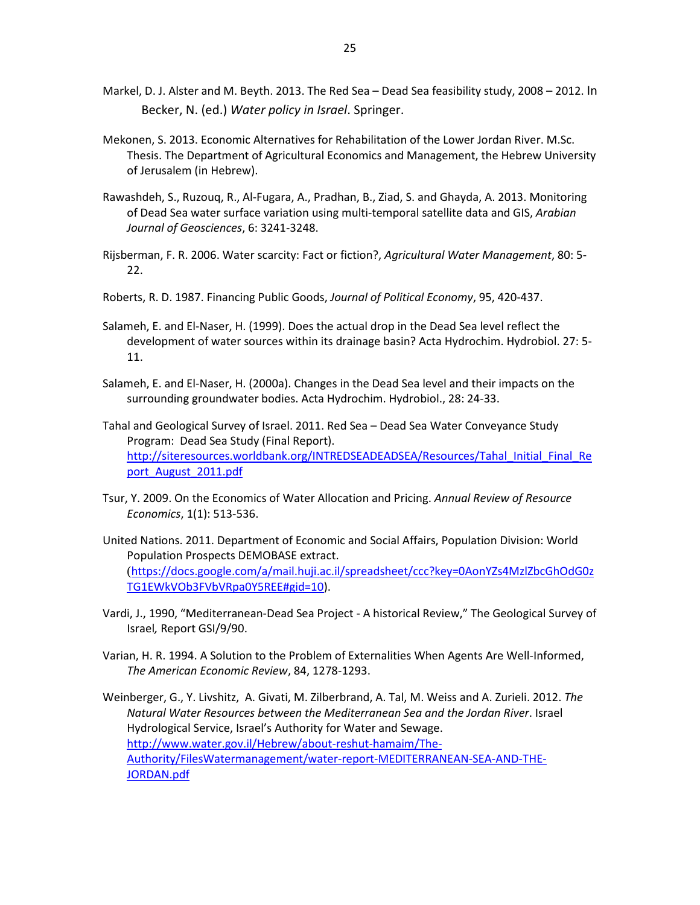Markel, D. J. Alster and M. Beyth. 2013. The Red Sea – Dead Sea feasibility study, 2008 – 2012. In Becker, N. (ed.) *Water policy in Israel*. Springer.

Mekonen, S. 2013. Economic Alternatives for Rehabilitation of the Lower Jordan River. M.Sc. Thesis. The Department of Agricultural Economics and Management, the Hebrew University of Jerusalem (in Hebrew).

Rawashdeh, S., Ruzouq, R., Al-Fugara, A., Pradhan, B., Ziad, S. and Ghayda, A. 2013. Monitoring of Dead Sea water surface variation using multi-temporal satellite data and GIS, *Arabian Journal of Geosciences*, 6: 3241-3248.

Rijsberman, F. R. 2006. Water scarcity: Fact or fiction?, *Agricultural Water Management*, 80: 5-22.

Roberts, R. D. 1987. Financing Public Goods, *Journal of Political Economy*, 95, 420-437.

Salameh, E. and El-Naser, H. (1999). Does the actual drop in the Dead Sea level reflect the development of water sources within its drainage basin? Acta Hydrochim. Hydrobiol. 27: 5-11.

Salameh, E. and El-Naser, H. (2000a). Changes in the Dead Sea level and their impacts on the surrounding groundwater bodies. Acta Hydrochim. Hydrobiol., 28: 24-33.

Tahal and Geological Survey of Israel. 2011. Red Sea – Dead Sea Water Conveyance Study Program: Dead Sea Study (Final Report). http://siteresources.worldbank.org/INTREDSEADEADSEA/Resources/Tahal_Initial_Final_Report_August_2011.pdf

Tsur, Y. 2009. On the Economics of Water Allocation and Pricing. *Annual Review of Resource Economics*, 1(1): 513-536.

United Nations. 2011. Department of Economic and Social Affairs, Population Division: World Population Prospects DEMOBASE extract. (https://docs.google.com/a/mail.huji.ac.il/spreadsheet/ccc?key=0AonYZs4MzlZbcGhOdG0zTG1EWkVOb3FVbVRpa0Y5REE#gid=10).

Vardi, J., 1990, "Mediterranean-Dead Sea Project - A historical Review," The Geological Survey of Israel*,* Report GSI/9/90.

Varian, H. R. 1994. A Solution to the Problem of Externalities When Agents Are Well-Informed, *The American Economic Review*, 84, 1278-1293.

Weinberger, G., Y. Livshitz, A. Givati, M. Zilberbrand, A. Tal, M. Weiss and A. Zurieli. 2012. *The Natural Water Resources between the Mediterranean Sea and the Jordan River*. Israel Hydrological Service, Israel's Authority for Water and Sewage. http://www.water.gov.il/Hebrew/about-reshut-hamaim/The-Authority/FilesWatermanagement/water-report-MEDITERRANEAN-SEA-AND-THE-JORDAN.pdf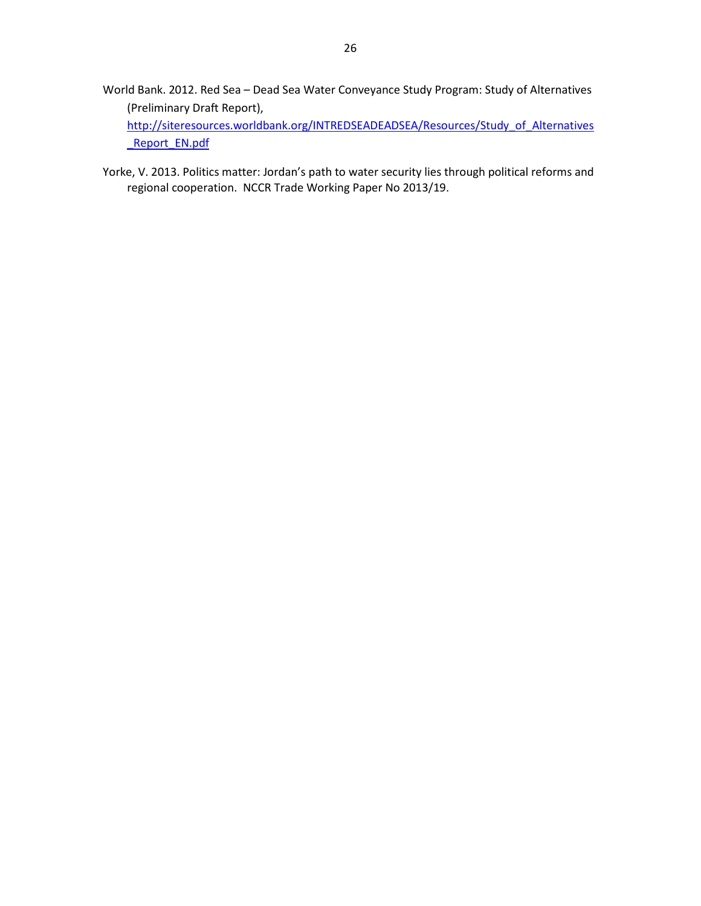World Bank. 2012. Red Sea – Dead Sea Water Conveyance Study Program: Study of Alternatives (Preliminary Draft Report), http://siteresources.worldbank.org/INTREDSEADEADSEA/Resources/Study_of_Alternatives_Report_EN.pdf

Yorke, V. 2013. Politics matter: Jordan's path to water security lies through political reforms and regional cooperation. NCCR Trade Working Paper No 2013/19.